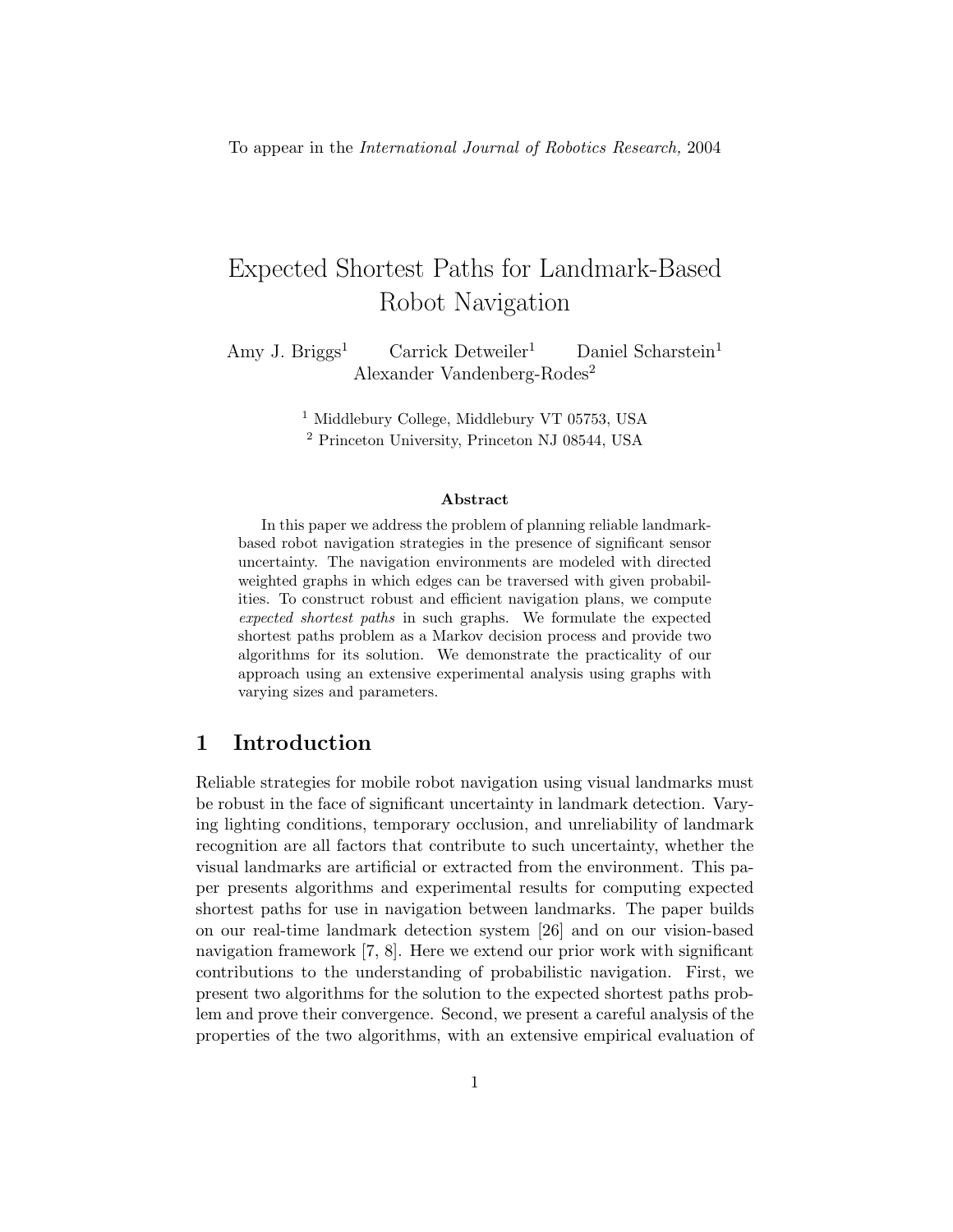To appear in the *International Journal of Robotics Research,* 2004

# Expected Shortest Paths for Landmark-Based Robot Navigation

Amy J. Briggs[1] Carrick Detweiler[1] Daniel Scharstein[1]
Alexander Vandenberg-Rodes[2]

[1] Middlebury College, Middlebury VT 05753, USA
[2] Princeton University, Princeton NJ 08544, USA

### Abstract

In this paper we address the problem of planning reliable landmark-based robot navigation strategies in the presence of significant sensor uncertainty. The navigation environments are modeled with directed weighted graphs in which edges can be traversed with given probabilities. To construct robust and efficient navigation plans, we compute *expected shortest paths* in such graphs. We formulate the expected shortest paths problem as a Markov decision process and provide two algorithms for its solution. We demonstrate the practicality of our approach using an extensive experimental analysis using graphs with varying sizes and parameters.

## 1 Introduction

Reliable strategies for mobile robot navigation using visual landmarks must be robust in the face of significant uncertainty in landmark detection. Varying lighting conditions, temporary occlusion, and unreliability of landmark recognition are all factors that contribute to such uncertainty, whether the visual landmarks are artificial or extracted from the environment. This paper presents algorithms and experimental results for computing expected shortest paths for use in navigation between landmarks. The paper builds on our real-time landmark detection system [26] and on our vision-based navigation framework [7, 8]. Here we extend our prior work with significant contributions to the understanding of probabilistic navigation. First, we present two algorithms for the solution to the expected shortest paths problem and prove their convergence. Second, we present a careful analysis of the properties of the two algorithms, with an extensive empirical evaluation of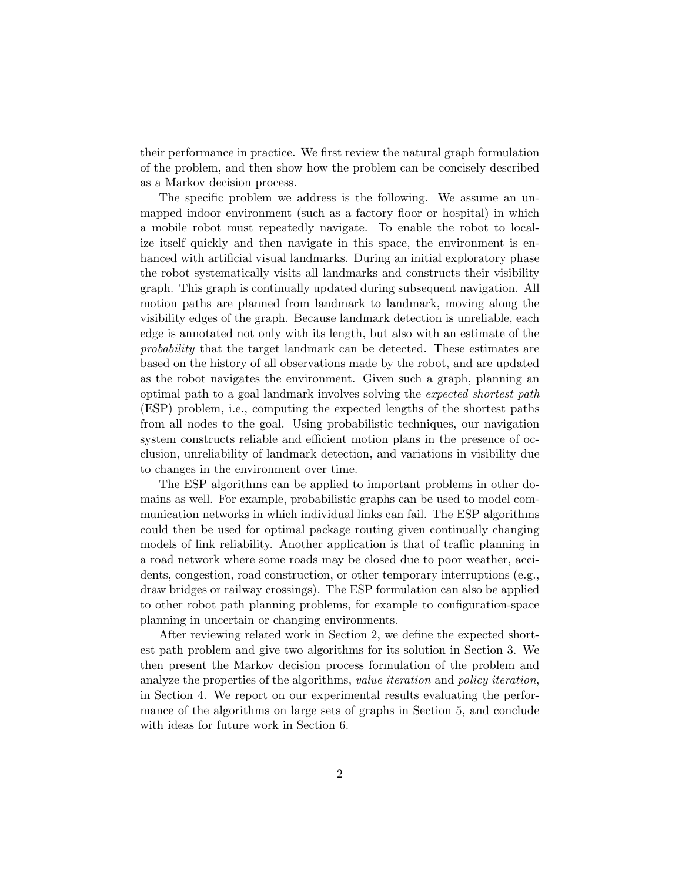their performance in practice. We first review the natural graph formulation of the problem, and then show how the problem can be concisely described as a Markov decision process.

The specific problem we address is the following. We assume an unmapped indoor environment (such as a factory floor or hospital) in which a mobile robot must repeatedly navigate. To enable the robot to localize itself quickly and then navigate in this space, the environment is enhanced with artificial visual landmarks. During an initial exploratory phase the robot systematically visits all landmarks and constructs their visibility graph. This graph is continually updated during subsequent navigation. All motion paths are planned from landmark to landmark, moving along the visibility edges of the graph. Because landmark detection is unreliable, each edge is annotated not only with its length, but also with an estimate of the *probability* that the target landmark can be detected. These estimates are based on the history of all observations made by the robot, and are updated as the robot navigates the environment. Given such a graph, planning an optimal path to a goal landmark involves solving the *expected shortest path* (ESP) problem, i.e., computing the expected lengths of the shortest paths from all nodes to the goal. Using probabilistic techniques, our navigation system constructs reliable and efficient motion plans in the presence of occlusion, unreliability of landmark detection, and variations in visibility due to changes in the environment over time.

The ESP algorithms can be applied to important problems in other domains as well. For example, probabilistic graphs can be used to model communication networks in which individual links can fail. The ESP algorithms could then be used for optimal package routing given continually changing models of link reliability. Another application is that of traffic planning in a road network where some roads may be closed due to poor weather, accidents, congestion, road construction, or other temporary interruptions (e.g., draw bridges or railway crossings). The ESP formulation can also be applied to other robot path planning problems, for example to configuration-space planning in uncertain or changing environments.

After reviewing related work in Section 2, we define the expected shortest path problem and give two algorithms for its solution in Section 3. We then present the Markov decision process formulation of the problem and analyze the properties of the algorithms, *value iteration* and *policy iteration*, in Section 4. We report on our experimental results evaluating the performance of the algorithms on large sets of graphs in Section 5, and conclude with ideas for future work in Section 6.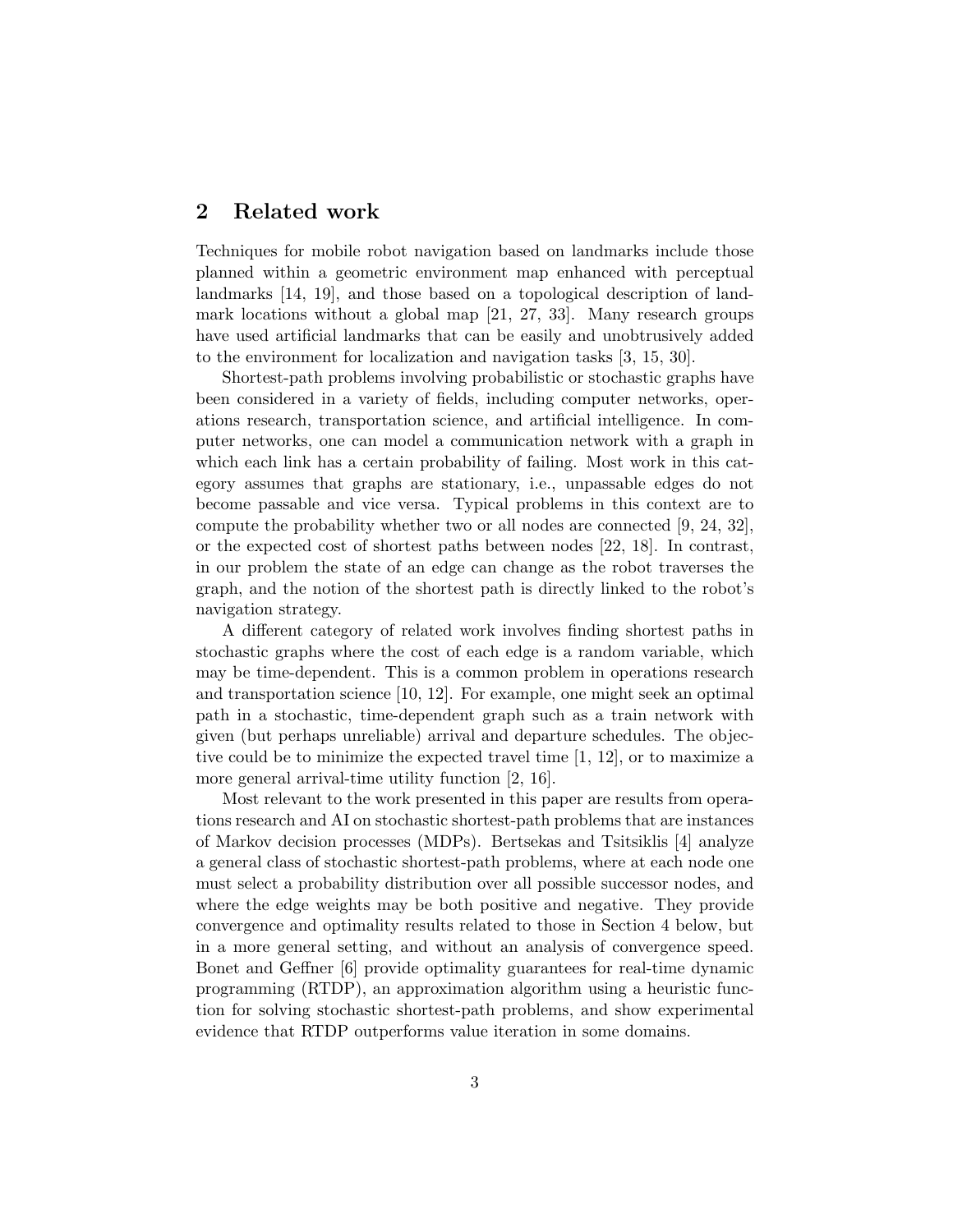## 2 Related work

Techniques for mobile robot navigation based on landmarks include those planned within a geometric environment map enhanced with perceptual landmarks [14, 19], and those based on a topological description of landmark locations without a global map [21, 27, 33]. Many research groups have used artificial landmarks that can be easily and unobtrusively added to the environment for localization and navigation tasks [3, 15, 30].

Shortest-path problems involving probabilistic or stochastic graphs have been considered in a variety of fields, including computer networks, operations research, transportation science, and artificial intelligence. In computer networks, one can model a communication network with a graph in which each link has a certain probability of failing. Most work in this category assumes that graphs are stationary, i.e., unpassable edges do not become passable and vice versa. Typical problems in this context are to compute the probability whether two or all nodes are connected [9, 24, 32], or the expected cost of shortest paths between nodes [22, 18]. In contrast, in our problem the state of an edge can change as the robot traverses the graph, and the notion of the shortest path is directly linked to the robot's navigation strategy.

A different category of related work involves finding shortest paths in stochastic graphs where the cost of each edge is a random variable, which may be time-dependent. This is a common problem in operations research and transportation science [10, 12]. For example, one might seek an optimal path in a stochastic, time-dependent graph such as a train network with given (but perhaps unreliable) arrival and departure schedules. The objective could be to minimize the expected travel time [1, 12], or to maximize a more general arrival-time utility function [2, 16].

Most relevant to the work presented in this paper are results from operations research and AI on stochastic shortest-path problems that are instances of Markov decision processes (MDPs). Bertsekas and Tsitsiklis [4] analyze a general class of stochastic shortest-path problems, where at each node one must select a probability distribution over all possible successor nodes, and where the edge weights may be both positive and negative. They provide convergence and optimality results related to those in Section 4 below, but in a more general setting, and without an analysis of convergence speed. Bonet and Geffner [6] provide optimality guarantees for real-time dynamic programming (RTDP), an approximation algorithm using a heuristic function for solving stochastic shortest-path problems, and show experimental evidence that RTDP outperforms value iteration in some domains.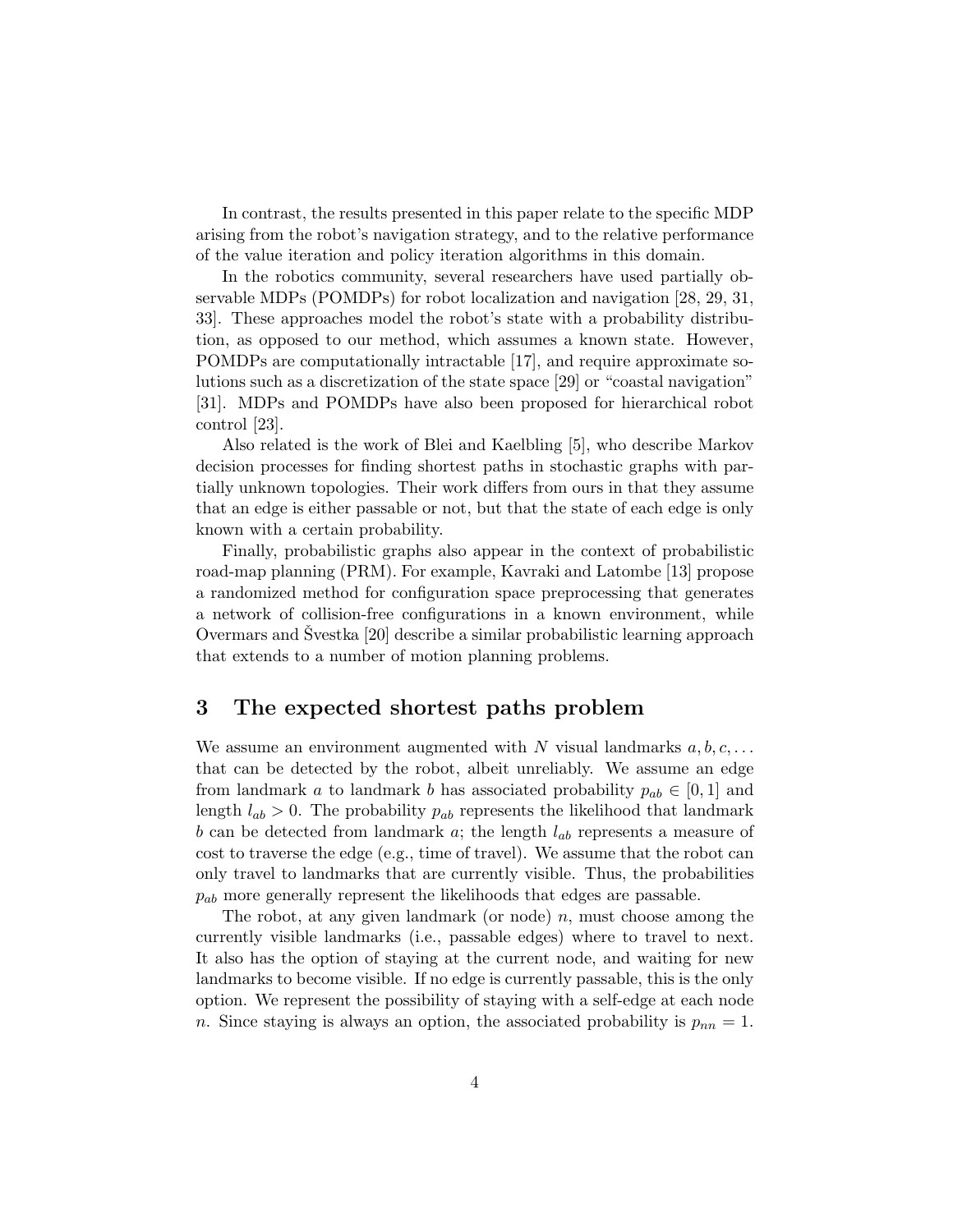In contrast, the results presented in this paper relate to the specific MDP arising from the robot's navigation strategy, and to the relative performance of the value iteration and policy iteration algorithms in this domain.

In the robotics community, several researchers have used partially observable MDPs (POMDPs) for robot localization and navigation [28, 29, 31, 33]. These approaches model the robot's state with a probability distribution, as opposed to our method, which assumes a known state. However, POMDPs are computationally intractable [17], and require approximate solutions such as a discretization of the state space [29] or "coastal navigation" [31]. MDPs and POMDPs have also been proposed for hierarchical robot control [23].

Also related is the work of Blei and Kaelbling [5], who describe Markov decision processes for finding shortest paths in stochastic graphs with partially unknown topologies. Their work differs from ours in that they assume that an edge is either passable or not, but that the state of each edge is only known with a certain probability.

Finally, probabilistic graphs also appear in the context of probabilistic road-map planning (PRM). For example, Kavraki and Latombe [13] propose a randomized method for configuration space preprocessing that generates a network of collision-free configurations in a known environment, while Overmars and Švestka [20] describe a similar probabilistic learning approach that extends to a number of motion planning problems.

## 3 The expected shortest paths problem

We assume an environment augmented with $N$ visual landmarks $a, b, c, \ldots$ that can be detected by the robot, albeit unreliably. We assume an edge from landmark $a$ to landmark $b$ has associated probability $p_{ab} \in [0, 1]$ and length $l_{ab} > 0$. The probability $p_{ab}$ represents the likelihood that landmark $b$ can be detected from landmark $a$; the length $l_{ab}$ represents a measure of cost to traverse the edge (e.g., time of travel). We assume that the robot can only travel to landmarks that are currently visible. Thus, the probabilities $p_{ab}$ more generally represent the likelihoods that edges are passable.

The robot, at any given landmark (or node) $n$, must choose among the currently visible landmarks (i.e., passable edges) where to travel to next. It also has the option of staying at the current node, and waiting for new landmarks to become visible. If no edge is currently passable, this is the only option. We represent the possibility of staying with a self-edge at each node $n$. Since staying is always an option, the associated probability is $p_{nn} = 1$.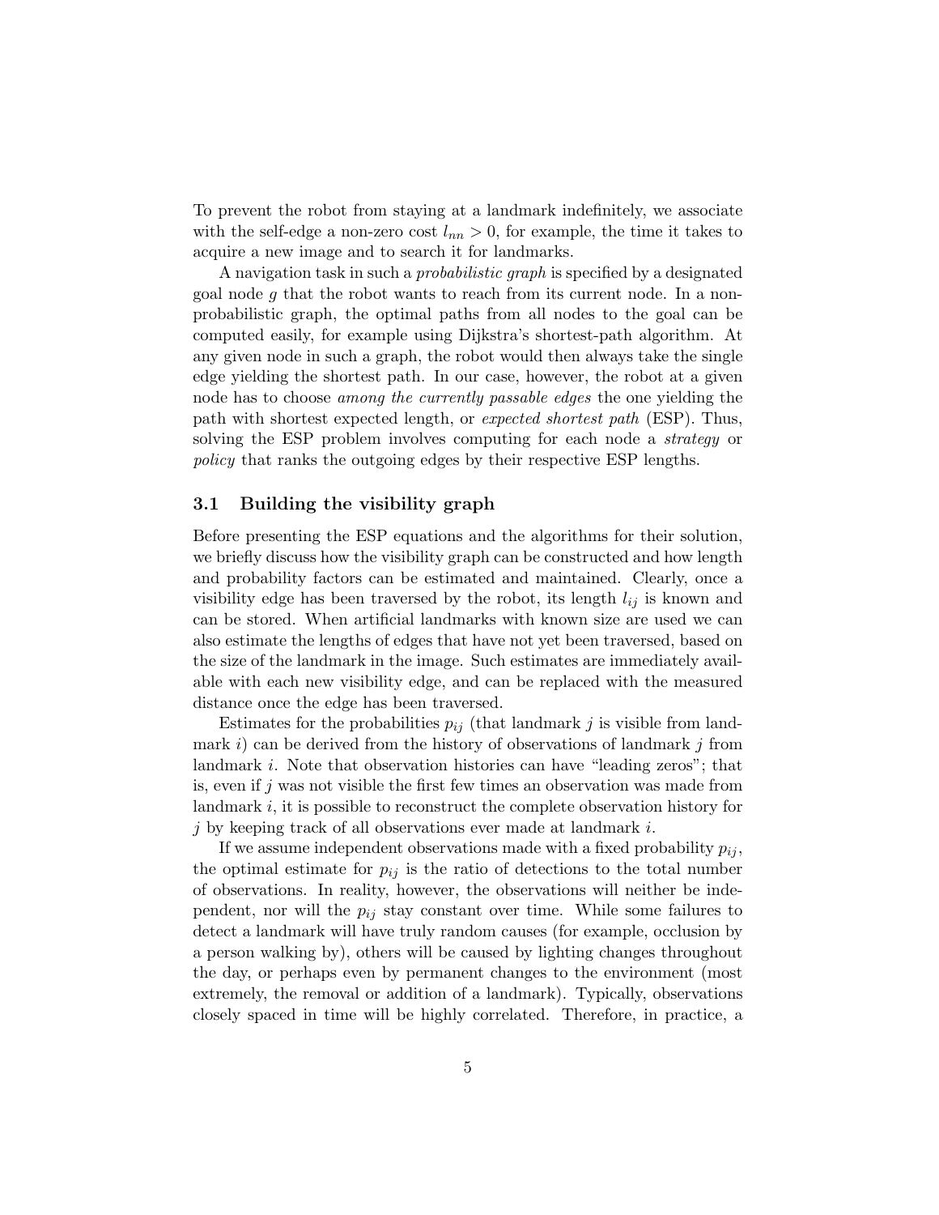To prevent the robot from staying at a landmark indefinitely, we associate with the self-edge a non-zero cost $l_{nn} > 0$, for example, the time it takes to acquire a new image and to search it for landmarks.

A navigation task in such a *probabilistic graph* is specified by a designated goal node $g$ that the robot wants to reach from its current node. In a non-probabilistic graph, the optimal paths from all nodes to the goal can be computed easily, for example using Dijkstra's shortest-path algorithm. At any given node in such a graph, the robot would then always take the single edge yielding the shortest path. In our case, however, the robot at a given node has to choose *among the currently passable edges* the one yielding the path with shortest expected length, or *expected shortest path* (ESP). Thus, solving the ESP problem involves computing for each node a *strategy* or *policy* that ranks the outgoing edges by their respective ESP lengths.

### 3.1 Building the visibility graph

Before presenting the ESP equations and the algorithms for their solution, we briefly discuss how the visibility graph can be constructed and how length and probability factors can be estimated and maintained. Clearly, once a visibility edge has been traversed by the robot, its length $l_{ij}$ is known and can be stored. When artificial landmarks with known size are used we can also estimate the lengths of edges that have not yet been traversed, based on the size of the landmark in the image. Such estimates are immediately available with each new visibility edge, and can be replaced with the measured distance once the edge has been traversed.

Estimates for the probabilities $p_{ij}$ (that landmark $j$ is visible from landmark $i$) can be derived from the history of observations of landmark $j$ from landmark $i$. Note that observation histories can have "leading zeros"; that is, even if $j$ was not visible the first few times an observation was made from landmark $i$, it is possible to reconstruct the complete observation history for $j$ by keeping track of all observations ever made at landmark $i$.

If we assume independent observations made with a fixed probability $p_{ij}$, the optimal estimate for $p_{ij}$ is the ratio of detections to the total number of observations. In reality, however, the observations will neither be independent, nor will the $p_{ij}$ stay constant over time. While some failures to detect a landmark will have truly random causes (for example, occlusion by a person walking by), others will be caused by lighting changes throughout the day, or perhaps even by permanent changes to the environment (most extremely, the removal or addition of a landmark). Typically, observations closely spaced in time will be highly correlated. Therefore, in practice, a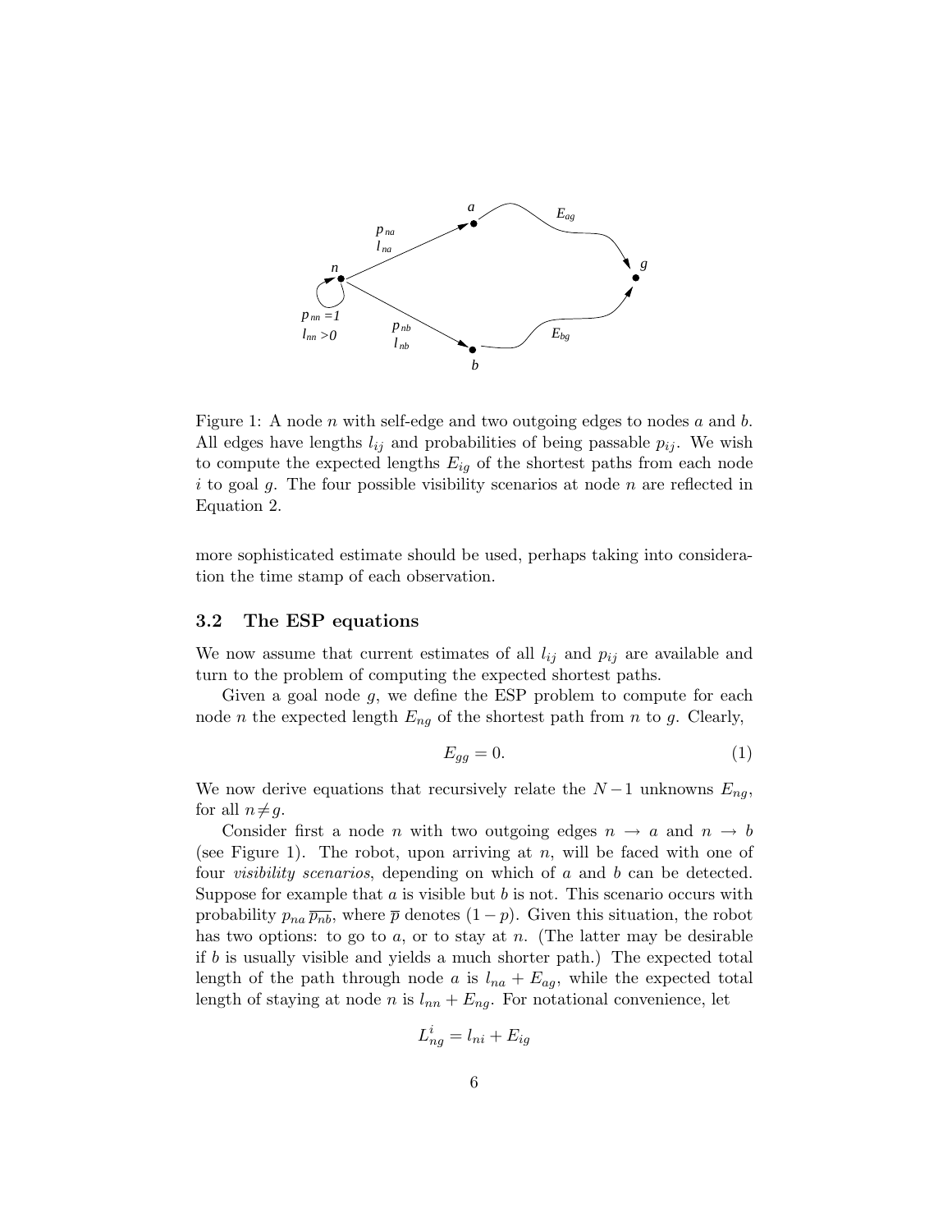Figure 1: A node $n$ with self-edge and two outgoing edges to nodes $a$ and $b$. All edges have lengths $l_{ij}$ and probabilities of being passable $p_{ij}$. We wish to compute the expected lengths $E_{ig}$ of the shortest paths from each node $i$ to goal $g$. The four possible visibility scenarios at node $n$ are reflected in Equation 2.

more sophisticated estimate should be used, perhaps taking into consideration the time stamp of each observation.

### 3.2 The ESP equations

We now assume that current estimates of all $l_{ij}$ and $p_{ij}$ are available and turn to the problem of computing the expected shortest paths.

Given a goal node $g$, we define the ESP problem to compute for each node $n$ the expected length $E_{ng}$ of the shortest path from $n$ to $g$. Clearly,

$$E_{gg} = 0. \tag{1}$$

We now derive equations that recursively relate the $N-1$ unknowns $E_{ng}$, for all $n \neq g$.

Consider first a node $n$ with two outgoing edges $n \rightarrow a$ and $n \rightarrow b$ (see Figure 1). The robot, upon arriving at $n$, will be faced with one of four *visibility scenarios*, depending on which of $a$ and $b$ can be detected. Suppose for example that $a$ is visible but $b$ is not. This scenario occurs with probability $p_{na}\,\overline{p_{nb}}$, where $\overline{p}$ denotes $(1-p)$. Given this situation, the robot has two options: to go to $a$, or to stay at $n$. (The latter may be desirable if $b$ is usually visible and yields a much shorter path.) The expected total length of the path through node $a$ is $l_{na} + E_{ag}$, while the expected total length of staying at node $n$ is $l_{nn} + E_{ng}$. For notational convenience, let

$$L^i_{ng} = l_{ni} + E_{ig}$$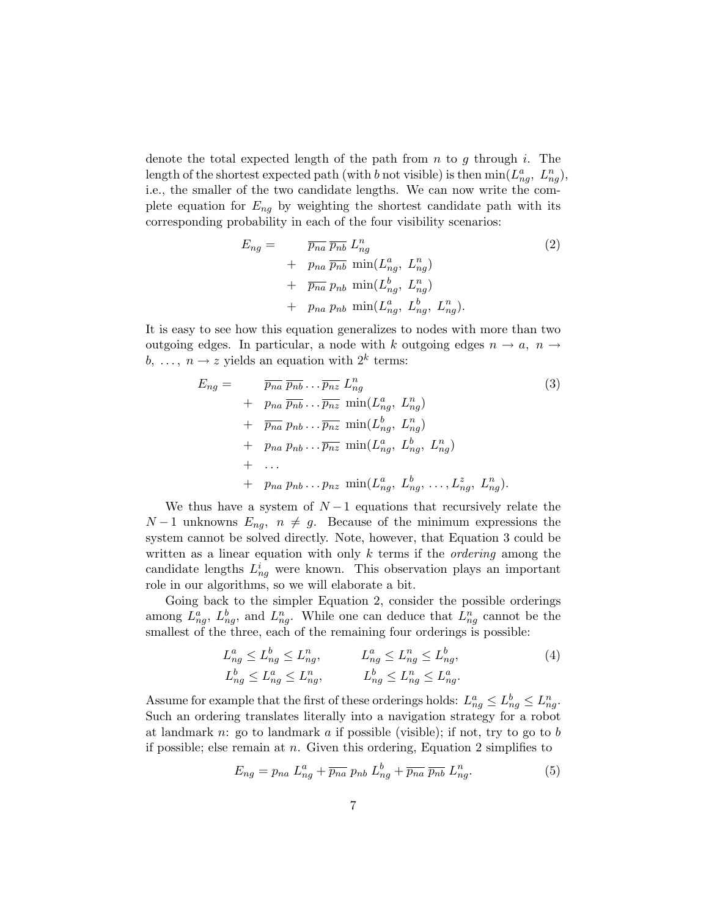denote the total expected length of the path from $n$ to $g$ through $i$. The length of the shortest expected path (with $b$ not visible) is then $\min(L^a_{ng},\ L^n_{ng})$, i.e., the smaller of the two candidate lengths. We can now write the complete equation for $E_{ng}$ by weighting the shortest candidate path with its corresponding probability in each of the four visibility scenarios:

$$
\begin{aligned}
E_{ng} = \quad & \overline{p_{na}}\,\overline{p_{nb}}\ L^n_{ng} \\
+ \quad & p_{na}\,\overline{p_{nb}}\ \min(L^a_{ng},\ L^n_{ng}) \\
+ \quad & \overline{p_{na}}\,p_{nb}\ \min(L^b_{ng},\ L^n_{ng}) \\
+ \quad & p_{na}\,p_{nb}\ \min(L^a_{ng},\ L^b_{ng},\ L^n_{ng}).
\end{aligned} \tag{2}
$$

It is easy to see how this equation generalizes to nodes with more than two outgoing edges. In particular, a node with $k$ outgoing edges $n \to a,\ n \to b,\ \ldots,\ n \to z$ yields an equation with $2^k$ terms:

$$
\begin{aligned}
E_{ng} = \quad & \overline{p_{na}}\,\overline{p_{nb}}\ldots\overline{p_{nz}}\ L^n_{ng} \\
+ \quad & p_{na}\,\overline{p_{nb}}\ldots\overline{p_{nz}}\ \min(L^a_{ng},\ L^n_{ng}) \\
+ \quad & \overline{p_{na}}\,p_{nb}\ldots\overline{p_{nz}}\ \min(L^b_{ng},\ L^n_{ng}) \\
+ \quad & p_{na}\,p_{nb}\ldots\overline{p_{nz}}\ \min(L^a_{ng},\ L^b_{ng},\ L^n_{ng}) \\
+ \quad & \ldots \\
+ \quad & p_{na}\,p_{nb}\ldots p_{nz}\ \min(L^a_{ng},\ L^b_{ng},\ \ldots, L^z_{ng},\ L^n_{ng}).
\end{aligned} \tag{3}
$$

We thus have a system of $N-1$ equations that recursively relate the $N-1$ unknowns $E_{ng},\ n \neq g$. Because of the minimum expressions the system cannot be solved directly. Note, however, that Equation 3 could be written as a linear equation with only $k$ terms if the *ordering* among the candidate lengths $L^i_{ng}$ were known. This observation plays an important role in our algorithms, so we will elaborate a bit.

Going back to the simpler Equation 2, consider the possible orderings among $L^a_{ng}$, $L^b_{ng}$, and $L^n_{ng}$. While one can deduce that $L^n_{ng}$ cannot be the smallest of the three, each of the remaining four orderings is possible:

$$
\begin{aligned}
L^a_{ng} \leq L^b_{ng} \leq L^n_{ng}, \qquad & L^a_{ng} \leq L^n_{ng} \leq L^b_{ng}, \\
L^b_{ng} \leq L^a_{ng} \leq L^n_{ng}, \qquad & L^b_{ng} \leq L^n_{ng} \leq L^a_{ng}.
\end{aligned} \tag{4}
$$

Assume for example that the first of these orderings holds: $L^a_{ng} \leq L^b_{ng} \leq L^n_{ng}$. Such an ordering translates literally into a navigation strategy for a robot at landmark $n$: go to landmark $a$ if possible (visible); if not, try to go to $b$ if possible; else remain at $n$. Given this ordering, Equation 2 simplifies to

$$
E_{ng} = p_{na}\ L^a_{ng} + \overline{p_{na}}\ p_{nb}\ L^b_{ng} + \overline{p_{na}}\ \overline{p_{nb}}\ L^n_{ng}. \tag{5}
$$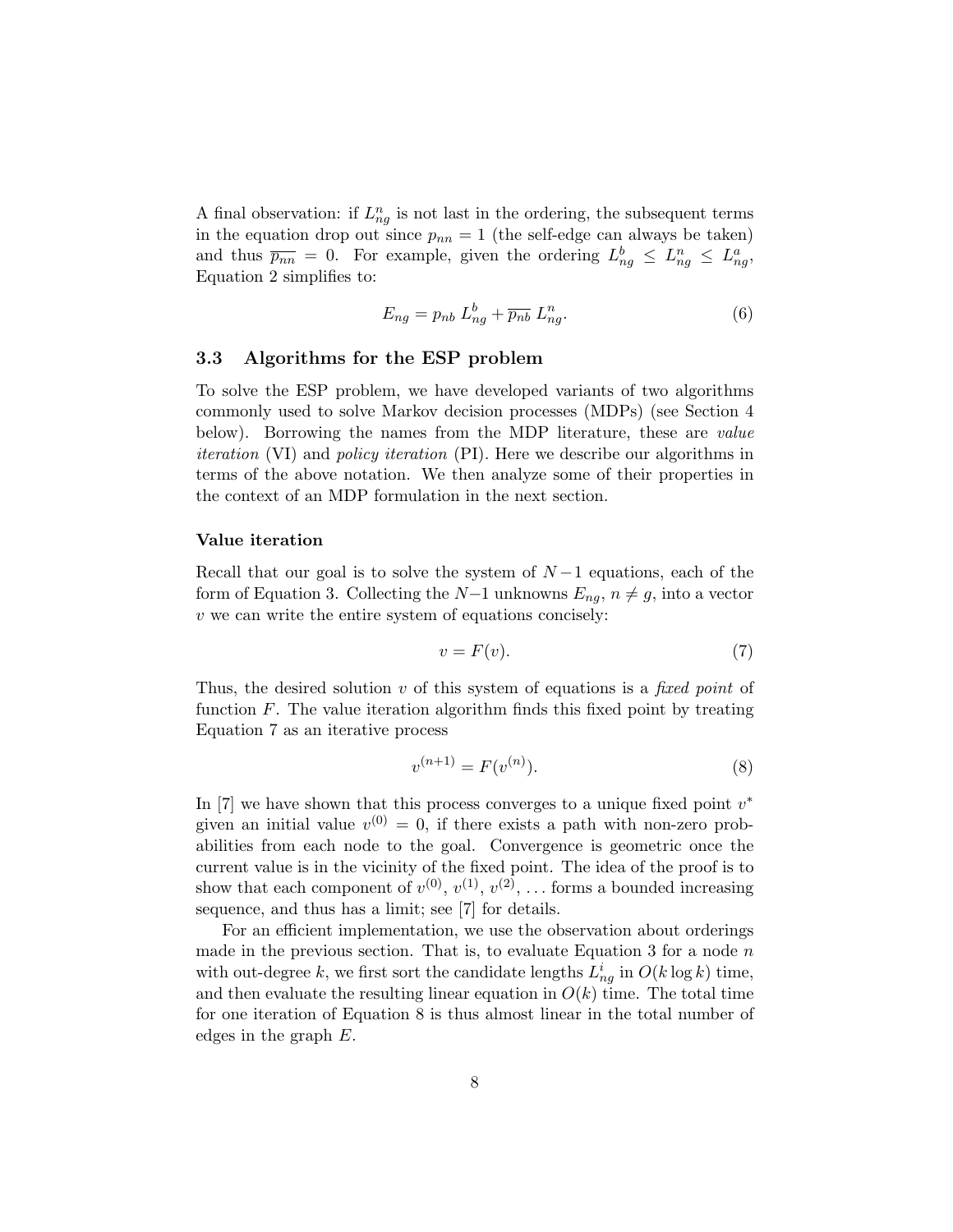A final observation: if $L^n_{ng}$ is not last in the ordering, the subsequent terms in the equation drop out since $p_{nn} = 1$ (the self-edge can always be taken) and thus $\overline{p_{nn}} = 0$. For example, given the ordering $L^b_{ng} \leq L^n_{ng} \leq L^a_{ng}$, Equation 2 simplifies to:

$$E_{ng} = p_{nb}\, L^b_{ng} + \overline{p_{nb}}\, L^n_{ng}. \tag{6}$$

### 3.3 Algorithms for the ESP problem

To solve the ESP problem, we have developed variants of two algorithms commonly used to solve Markov decision processes (MDPs) (see Section 4 below). Borrowing the names from the MDP literature, these are *value iteration* (VI) and *policy iteration* (PI). Here we describe our algorithms in terms of the above notation. We then analyze some of their properties in the context of an MDP formulation in the next section.

#### Value iteration

Recall that our goal is to solve the system of $N-1$ equations, each of the form of Equation 3. Collecting the $N-1$ unknowns $E_{ng}$, $n \neq g$, into a vector $v$ we can write the entire system of equations concisely:

$$v = F(v). \tag{7}$$

Thus, the desired solution $v$ of this system of equations is a *fixed point* of function $F$. The value iteration algorithm finds this fixed point by treating Equation 7 as an iterative process

$$v^{(n+1)} = F(v^{(n)}). \tag{8}$$

In [7] we have shown that this process converges to a unique fixed point $v^*$ given an initial value $v^{(0)} = 0$, if there exists a path with non-zero probabilities from each node to the goal. Convergence is geometric once the current value is in the vicinity of the fixed point. The idea of the proof is to show that each component of $v^{(0)}$, $v^{(1)}$, $v^{(2)}$, ... forms a bounded increasing sequence, and thus has a limit; see [7] for details.

For an efficient implementation, we use the observation about orderings made in the previous section. That is, to evaluate Equation 3 for a node $n$ with out-degree $k$, we first sort the candidate lengths $L^i_{ng}$ in $O(k \log k)$ time, and then evaluate the resulting linear equation in $O(k)$ time. The total time for one iteration of Equation 8 is thus almost linear in the total number of edges in the graph $E$.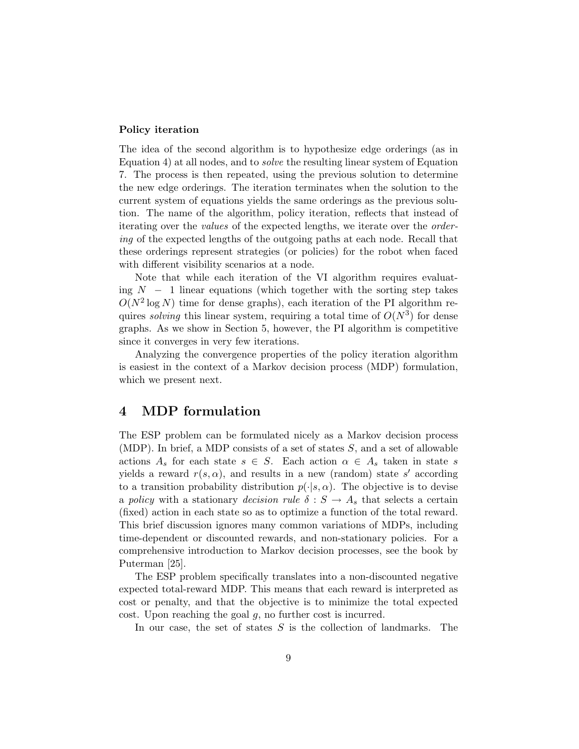**Policy iteration**

The idea of the second algorithm is to hypothesize edge orderings (as in Equation 4) at all nodes, and to *solve* the resulting linear system of Equation 7. The process is then repeated, using the previous solution to determine the new edge orderings. The iteration terminates when the solution to the current system of equations yields the same orderings as the previous solution. The name of the algorithm, policy iteration, reflects that instead of iterating over the *values* of the expected lengths, we iterate over the *ordering* of the expected lengths of the outgoing paths at each node. Recall that these orderings represent strategies (or policies) for the robot when faced with different visibility scenarios at a node.

Note that while each iteration of the VI algorithm requires evaluating $N - 1$ linear equations (which together with the sorting step takes $O(N^2 \log N)$ time for dense graphs), each iteration of the PI algorithm requires *solving* this linear system, requiring a total time of $O(N^3)$ for dense graphs. As we show in Section 5, however, the PI algorithm is competitive since it converges in very few iterations.

Analyzing the convergence properties of the policy iteration algorithm is easiest in the context of a Markov decision process (MDP) formulation, which we present next.

# 4 MDP formulation

The ESP problem can be formulated nicely as a Markov decision process (MDP). In brief, a MDP consists of a set of states $S$, and a set of allowable actions $A_s$ for each state $s \in S$. Each action $\alpha \in A_s$ taken in state $s$ yields a reward $r(s, \alpha)$, and results in a new (random) state $s'$ according to a transition probability distribution $p(\cdot|s, \alpha)$. The objective is to devise a *policy* with a stationary *decision rule* $\delta : S \to A_s$ that selects a certain (fixed) action in each state so as to optimize a function of the total reward. This brief discussion ignores many common variations of MDPs, including time-dependent or discounted rewards, and non-stationary policies. For a comprehensive introduction to Markov decision processes, see the book by Puterman [25].

The ESP problem specifically translates into a non-discounted negative expected total-reward MDP. This means that each reward is interpreted as cost or penalty, and that the objective is to minimize the total expected cost. Upon reaching the goal $g$, no further cost is incurred.

In our case, the set of states $S$ is the collection of landmarks. The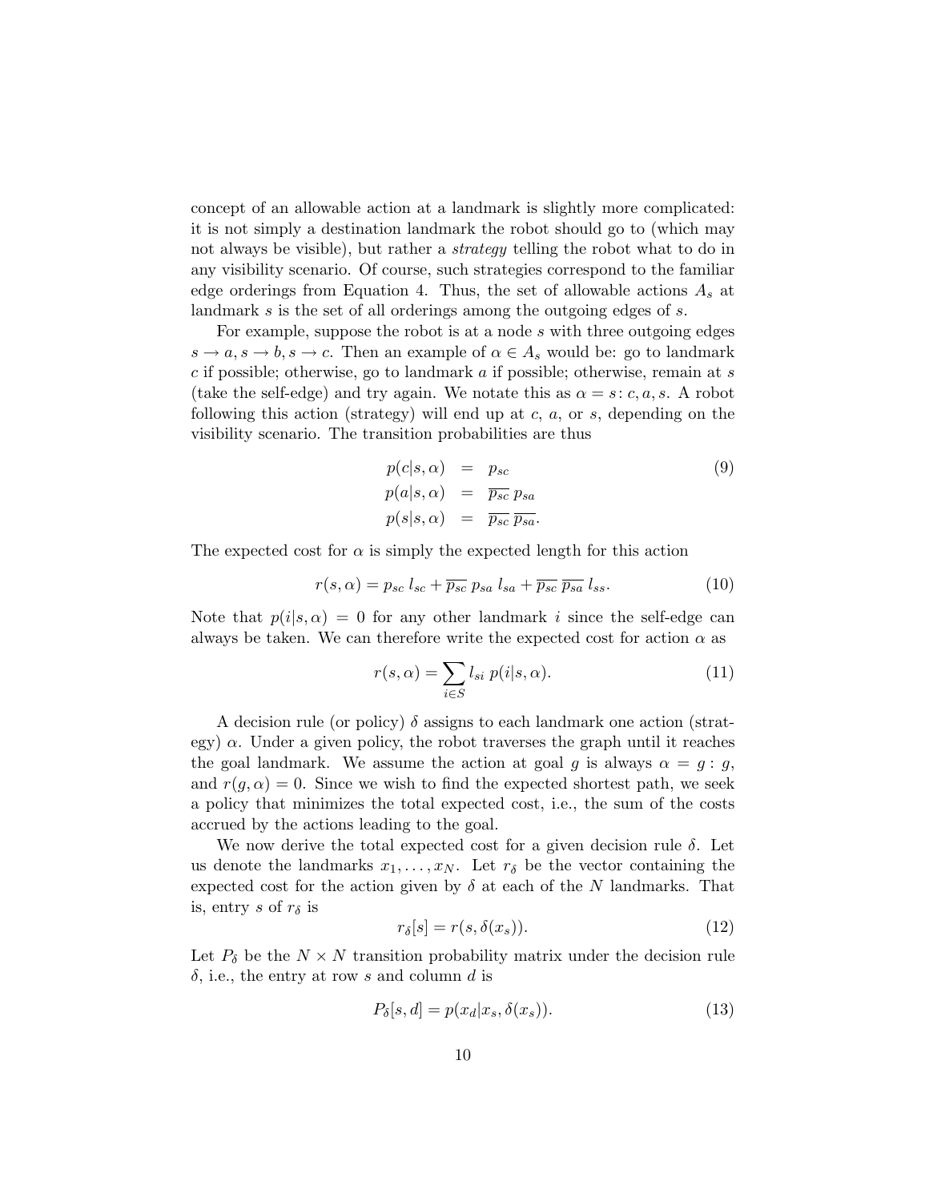concept of an allowable action at a landmark is slightly more complicated: it is not simply a destination landmark the robot should go to (which may not always be visible), but rather a *strategy* telling the robot what to do in any visibility scenario. Of course, such strategies correspond to the familiar edge orderings from Equation 4. Thus, the set of allowable actions $A_s$ at landmark $s$ is the set of all orderings among the outgoing edges of $s$.

For example, suppose the robot is at a node $s$ with three outgoing edges $s \to a, s \to b, s \to c$. Then an example of $\alpha \in A_s$ would be: go to landmark $c$ if possible; otherwise, go to landmark $a$ if possible; otherwise, remain at $s$ (take the self-edge) and try again. We notate this as $\alpha = s\colon c, a, s$. A robot following this action (strategy) will end up at $c$, $a$, or $s$, depending on the visibility scenario. The transition probabilities are thus

$$
\begin{aligned}
p(c|s,\alpha) &= p_{sc} \\
p(a|s,\alpha) &= \overline{p_{sc}}\, p_{sa} \\
p(s|s,\alpha) &= \overline{p_{sc}}\, \overline{p_{sa}}.
\end{aligned} \tag{9}
$$

The expected cost for $\alpha$ is simply the expected length for this action

$$
r(s,\alpha) = p_{sc}\, l_{sc} + \overline{p_{sc}}\, p_{sa}\, l_{sa} + \overline{p_{sc}}\, \overline{p_{sa}}\, l_{ss}. \tag{10}
$$

Note that $p(i|s,\alpha) = 0$ for any other landmark $i$ since the self-edge can always be taken. We can therefore write the expected cost for action $\alpha$ as

$$
r(s,\alpha) = \sum_{i \in S} l_{si}\, p(i|s,\alpha). \tag{11}
$$

A decision rule (or policy) $\delta$ assigns to each landmark one action (strategy) $\alpha$. Under a given policy, the robot traverses the graph until it reaches the goal landmark. We assume the action at goal $g$ is always $\alpha = g : g$, and $r(g,\alpha) = 0$. Since we wish to find the expected shortest path, we seek a policy that minimizes the total expected cost, i.e., the sum of the costs accrued by the actions leading to the goal.

We now derive the total expected cost for a given decision rule $\delta$. Let us denote the landmarks $x_1, \ldots, x_N$. Let $r_\delta$ be the vector containing the expected cost for the action given by $\delta$ at each of the $N$ landmarks. That is, entry $s$ of $r_\delta$ is

$$
r_\delta[s] = r(s, \delta(x_s)). \tag{12}
$$

Let $P_\delta$ be the $N \times N$ transition probability matrix under the decision rule $\delta$, i.e., the entry at row $s$ and column $d$ is

$$
P_\delta[s,d] = p(x_d | x_s, \delta(x_s)). \tag{13}
$$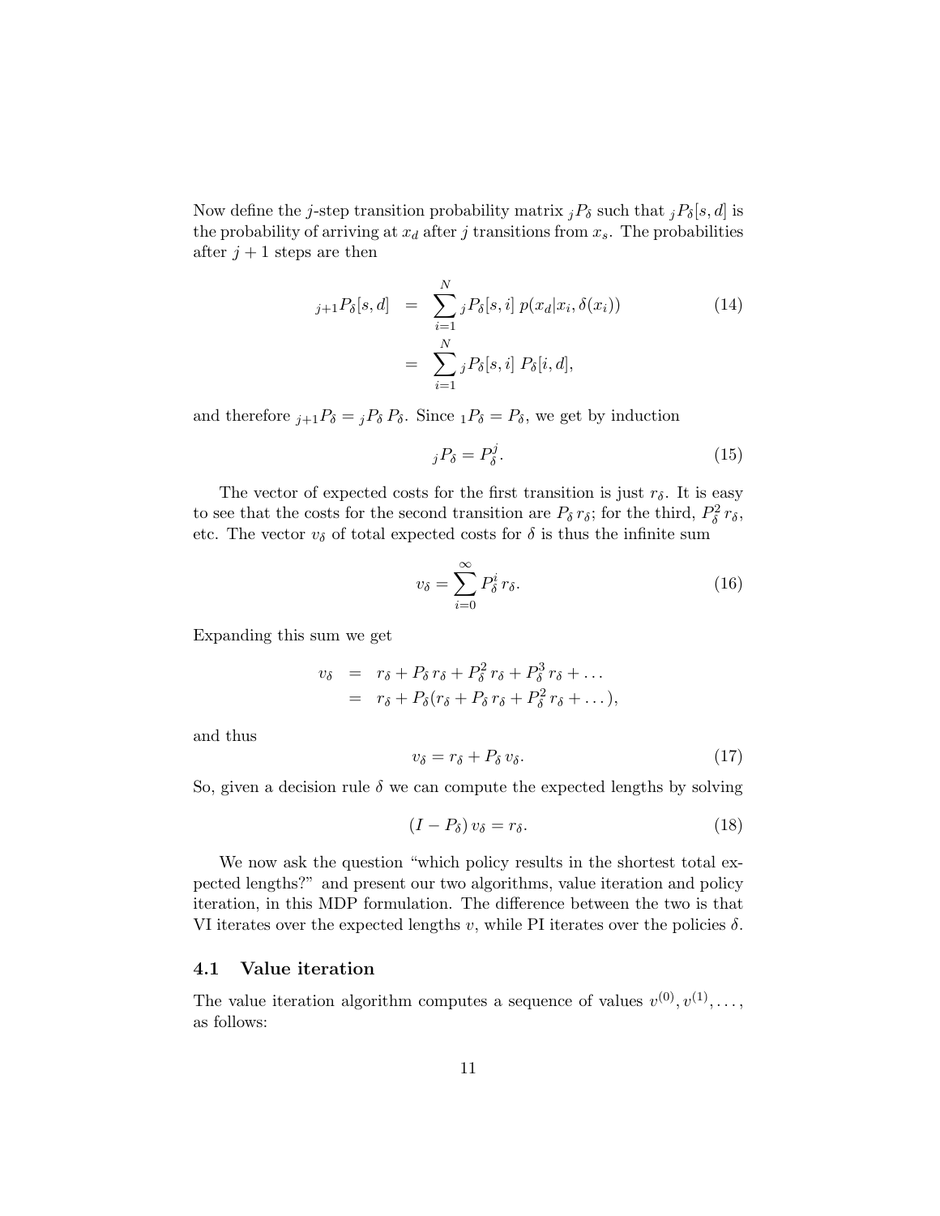Now define the $j$-step transition probability matrix ${}_jP_\delta$ such that ${}_jP_\delta[s,d]$ is the probability of arriving at $x_d$ after $j$ transitions from $x_s$. The probabilities after $j+1$ steps are then

$$
\begin{aligned}
{}_{j+1}P_\delta[s,d] &= \sum_{i=1}^{N} {}_jP_\delta[s,i]\; p(x_d|x_i,\delta(x_i)) \\
&= \sum_{i=1}^{N} {}_jP_\delta[s,i]\; P_\delta[i,d],
\end{aligned}
\tag{14}
$$

and therefore ${}_{j+1}P_\delta = {}_jP_\delta\, P_\delta$. Since ${}_1P_\delta = P_\delta$, we get by induction

$$
{}_jP_\delta = P_\delta^j. \tag{15}
$$

The vector of expected costs for the first transition is just $r_\delta$. It is easy to see that the costs for the second transition are $P_\delta\, r_\delta$; for the third, $P_\delta^2\, r_\delta$, etc. The vector $v_\delta$ of total expected costs for $\delta$ is thus the infinite sum

$$
v_\delta = \sum_{i=0}^{\infty} P_\delta^i\, r_\delta. \tag{16}
$$

Expanding this sum we get

$$
\begin{aligned}
v_\delta &= r_\delta + P_\delta\, r_\delta + P_\delta^2\, r_\delta + P_\delta^3\, r_\delta + \ldots \\
&= r_\delta + P_\delta(r_\delta + P_\delta\, r_\delta + P_\delta^2\, r_\delta + \ldots),
\end{aligned}
$$

and thus

$$
v_\delta = r_\delta + P_\delta\, v_\delta. \tag{17}
$$

So, given a decision rule $\delta$ we can compute the expected lengths by solving

$$
(I - P_\delta)\, v_\delta = r_\delta. \tag{18}
$$

We now ask the question "which policy results in the shortest total expected lengths?" and present our two algorithms, value iteration and policy iteration, in this MDP formulation. The difference between the two is that VI iterates over the expected lengths $v$, while PI iterates over the policies $\delta$.

### 4.1 Value iteration

The value iteration algorithm computes a sequence of values $v^{(0)}, v^{(1)}, \ldots,$ as follows: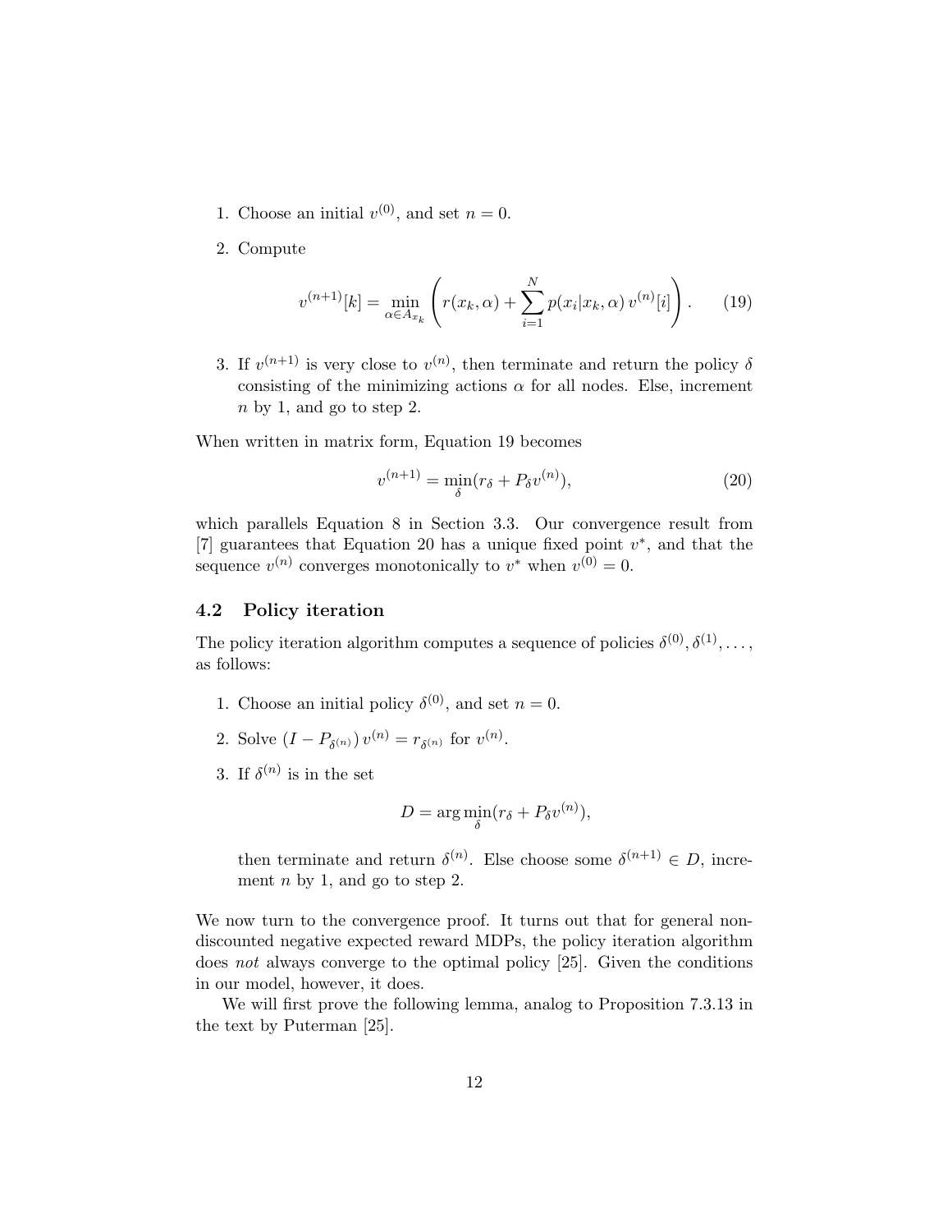1. Choose an initial $v^{(0)}$, and set $n = 0$.

2. Compute

$$v^{(n+1)}[k] = \min_{\alpha \in A_{x_k}} \left( r(x_k, \alpha) + \sum_{i=1}^{N} p(x_i | x_k, \alpha)\, v^{(n)}[i] \right). \tag{19}$$

3. If $v^{(n+1)}$ is very close to $v^{(n)}$, then terminate and return the policy $\delta$ consisting of the minimizing actions $\alpha$ for all nodes. Else, increment $n$ by 1, and go to step 2.

When written in matrix form, Equation 19 becomes

$$v^{(n+1)} = \min_{\delta}(r_\delta + P_\delta v^{(n)}), \tag{20}$$

which parallels Equation 8 in Section 3.3. Our convergence result from [7] guarantees that Equation 20 has a unique fixed point $v^*$, and that the sequence $v^{(n)}$ converges monotonically to $v^*$ when $v^{(0)} = 0$.

## 4.2 Policy iteration

The policy iteration algorithm computes a sequence of policies $\delta^{(0)}, \delta^{(1)}, \ldots$, as follows:

1. Choose an initial policy $\delta^{(0)}$, and set $n = 0$.

2. Solve $(I - P_{\delta^{(n)}})\, v^{(n)} = r_{\delta^{(n)}}$ for $v^{(n)}$.

3. If $\delta^{(n)}$ is in the set

$$D = \arg\min_{\delta}(r_\delta + P_\delta v^{(n)}),$$

   then terminate and return $\delta^{(n)}$. Else choose some $\delta^{(n+1)} \in D$, increment $n$ by 1, and go to step 2.

We now turn to the convergence proof. It turns out that for general non-discounted negative expected reward MDPs, the policy iteration algorithm does *not* always converge to the optimal policy [25]. Given the conditions in our model, however, it does.

We will first prove the following lemma, analog to Proposition 7.3.13 in the text by Puterman [25].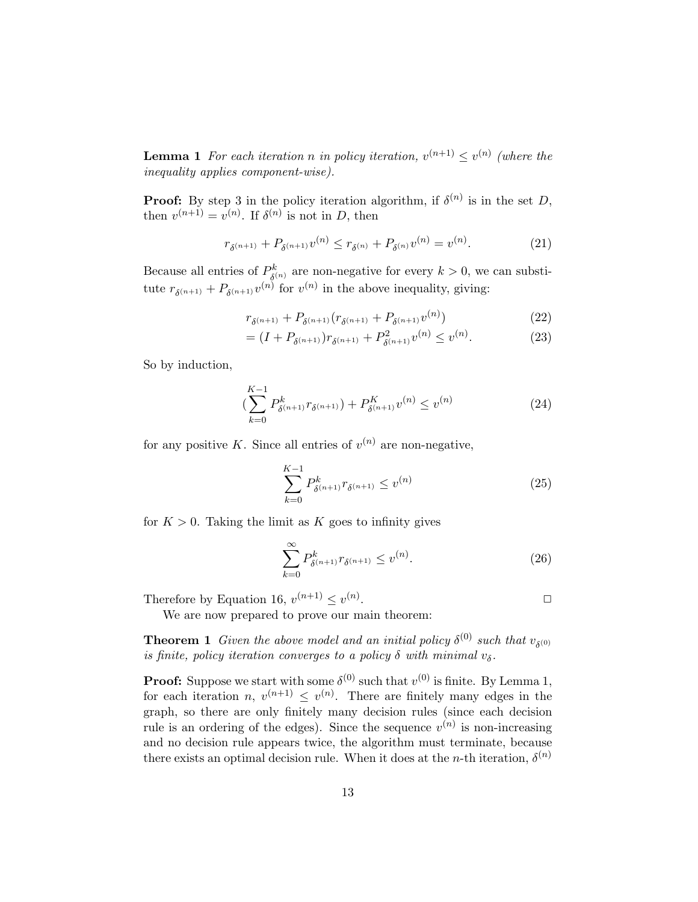**Lemma 1** *For each iteration $n$ in policy iteration, $v^{(n+1)} \leq v^{(n)}$ (where the inequality applies component-wise).*

**Proof:** By step 3 in the policy iteration algorithm, if $\delta^{(n)}$ is in the set $D$, then $v^{(n+1)} = v^{(n)}$. If $\delta^{(n)}$ is not in $D$, then

$$r_{\delta^{(n+1)}} + P_{\delta^{(n+1)}} v^{(n)} \leq r_{\delta^{(n)}} + P_{\delta^{(n)}} v^{(n)} = v^{(n)}. \tag{21}$$

Because all entries of $P^k_{\delta^{(n)}}$ are non-negative for every $k > 0$, we can substitute $r_{\delta^{(n+1)}} + P_{\delta^{(n+1)}} v^{(n)}$ for $v^{(n)}$ in the above inequality, giving:

$$r_{\delta^{(n+1)}} + P_{\delta^{(n+1)}} (r_{\delta^{(n+1)}} + P_{\delta^{(n+1)}} v^{(n)}) \tag{22}$$

$$= (I + P_{\delta^{(n+1)}}) r_{\delta^{(n+1)}} + P^2_{\delta^{(n+1)}} v^{(n)} \leq v^{(n)}. \tag{23}$$

So by induction,

$$\left(\sum_{k=0}^{K-1} P^k_{\delta^{(n+1)}} r_{\delta^{(n+1)}}\right) + P^K_{\delta^{(n+1)}} v^{(n)} \leq v^{(n)} \tag{24}$$

for any positive $K$. Since all entries of $v^{(n)}$ are non-negative,

$$\sum_{k=0}^{K-1} P^k_{\delta^{(n+1)}} r_{\delta^{(n+1)}} \leq v^{(n)} \tag{25}$$

for $K > 0$. Taking the limit as $K$ goes to infinity gives

$$\sum_{k=0}^{\infty} P^k_{\delta^{(n+1)}} r_{\delta^{(n+1)}} \leq v^{(n)}. \tag{26}$$

Therefore by Equation 16, $v^{(n+1)} \leq v^{(n)}$. □

We are now prepared to prove our main theorem:

**Theorem 1** *Given the above model and an initial policy $\delta^{(0)}$ such that $v_{\delta^{(0)}}$ is finite, policy iteration converges to a policy $\delta$ with minimal $v_\delta$.*

**Proof:** Suppose we start with some $\delta^{(0)}$ such that $v^{(0)}$ is finite. By Lemma 1, for each iteration $n$, $v^{(n+1)} \leq v^{(n)}$. There are finitely many edges in the graph, so there are only finitely many decision rules (since each decision rule is an ordering of the edges). Since the sequence $v^{(n)}$ is non-increasing and no decision rule appears twice, the algorithm must terminate, because there exists an optimal decision rule. When it does at the $n$-th iteration, $\delta^{(n)}$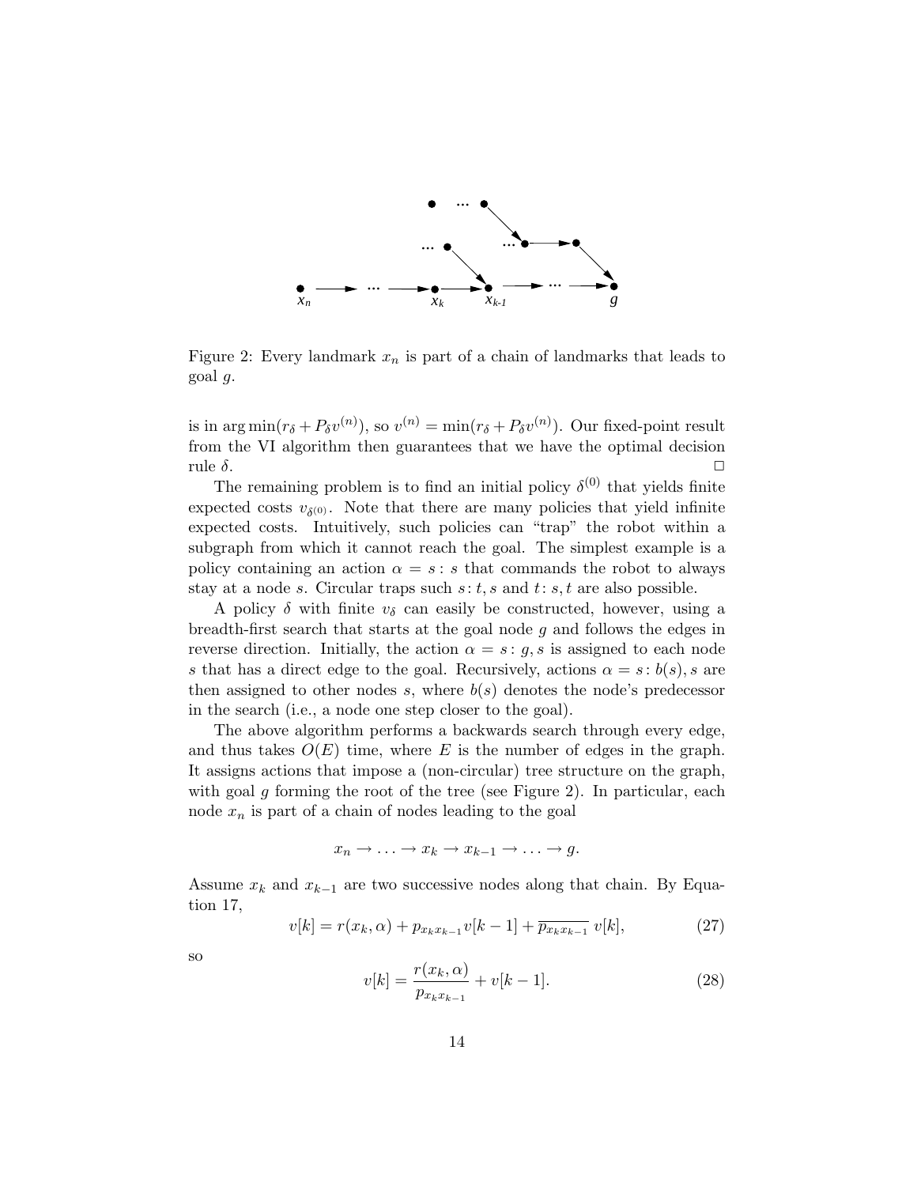$x_n$ ... $x_k$ $x_{k-1}$ ... $g$

Figure 2: Every landmark $x_n$ is part of a chain of landmarks that leads to goal $g$.

is in $\arg\min(r_\delta + P_\delta v^{(n)})$, so $v^{(n)} = \min(r_\delta + P_\delta v^{(n)})$. Our fixed-point result from the VI algorithm then guarantees that we have the optimal decision rule $\delta$. $\square$

The remaining problem is to find an initial policy $\delta^{(0)}$ that yields finite expected costs $v_{\delta^{(0)}}$. Note that there are many policies that yield infinite expected costs. Intuitively, such policies can "trap" the robot within a subgraph from which it cannot reach the goal. The simplest example is a policy containing an action $\alpha = s: s$ that commands the robot to always stay at a node $s$. Circular traps such $s: t, s$ and $t: s, t$ are also possible.

A policy $\delta$ with finite $v_\delta$ can easily be constructed, however, using a breadth-first search that starts at the goal node $g$ and follows the edges in reverse direction. Initially, the action $\alpha = s: g, s$ is assigned to each node $s$ that has a direct edge to the goal. Recursively, actions $\alpha = s: b(s), s$ are then assigned to other nodes $s$, where $b(s)$ denotes the node's predecessor in the search (i.e., a node one step closer to the goal).

The above algorithm performs a backwards search through every edge, and thus takes $O(E)$ time, where $E$ is the number of edges in the graph. It assigns actions that impose a (non-circular) tree structure on the graph, with goal $g$ forming the root of the tree (see Figure 2). In particular, each node $x_n$ is part of a chain of nodes leading to the goal

$$x_n \to \ldots \to x_k \to x_{k-1} \to \ldots \to g.$$

Assume $x_k$ and $x_{k-1}$ are two successive nodes along that chain. By Equation 17,

$$v[k] = r(x_k, \alpha) + p_{x_k x_{k-1}} v[k-1] + \overline{p_{x_k x_{k-1}}}\; v[k], \tag{27}$$

so

$$v[k] = \frac{r(x_k, \alpha)}{p_{x_k x_{k-1}}} + v[k-1]. \tag{28}$$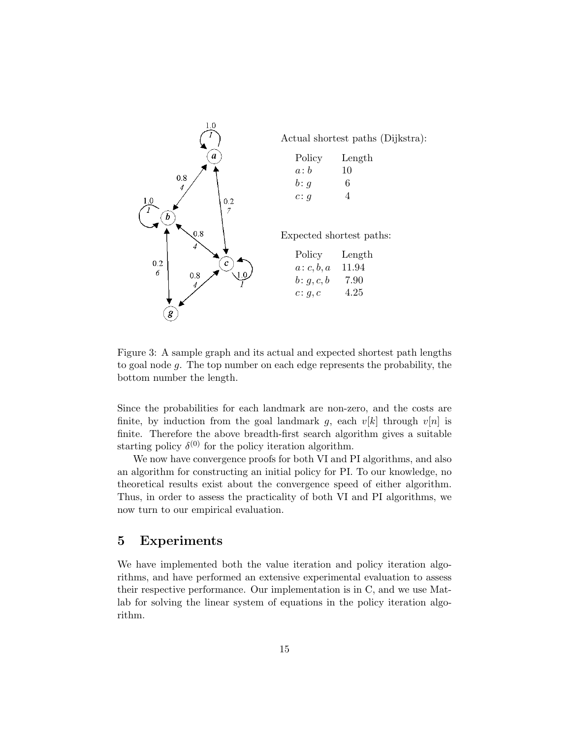1.0
1

a

0.8
4

1.0
1

b

0.2
7

0.8
4

c

0.2
6

0.8
4

1.0
1

g

Actual shortest paths (Dijkstra):

| Policy | Length |
|---|---|
| $a : b$ | 10 |
| $b : g$ | 6 |
| $c : g$ | 4 |

Expected shortest paths:

| Policy | Length |
|---|---|
| $a : c, b, a$ | 11.94 |
| $b : g, c, b$ | 7.90 |
| $c : g, c$ | 4.25 |

Figure 3: A sample graph and its actual and expected shortest path lengths to goal node $g$. The top number on each edge represents the probability, the bottom number the length.

Since the probabilities for each landmark are non-zero, and the costs are finite, by induction from the goal landmark $g$, each $v[k]$ through $v[n]$ is finite. Therefore the above breadth-first search algorithm gives a suitable starting policy $\delta^{(0)}$ for the policy iteration algorithm.

We now have convergence proofs for both VI and PI algorithms, and also an algorithm for constructing an initial policy for PI. To our knowledge, no theoretical results exist about the convergence speed of either algorithm. Thus, in order to assess the practicality of both VI and PI algorithms, we now turn to our empirical evaluation.

## 5 Experiments

We have implemented both the value iteration and policy iteration algorithms, and have performed an extensive experimental evaluation to assess their respective performance. Our implementation is in C, and we use Matlab for solving the linear system of equations in the policy iteration algorithm.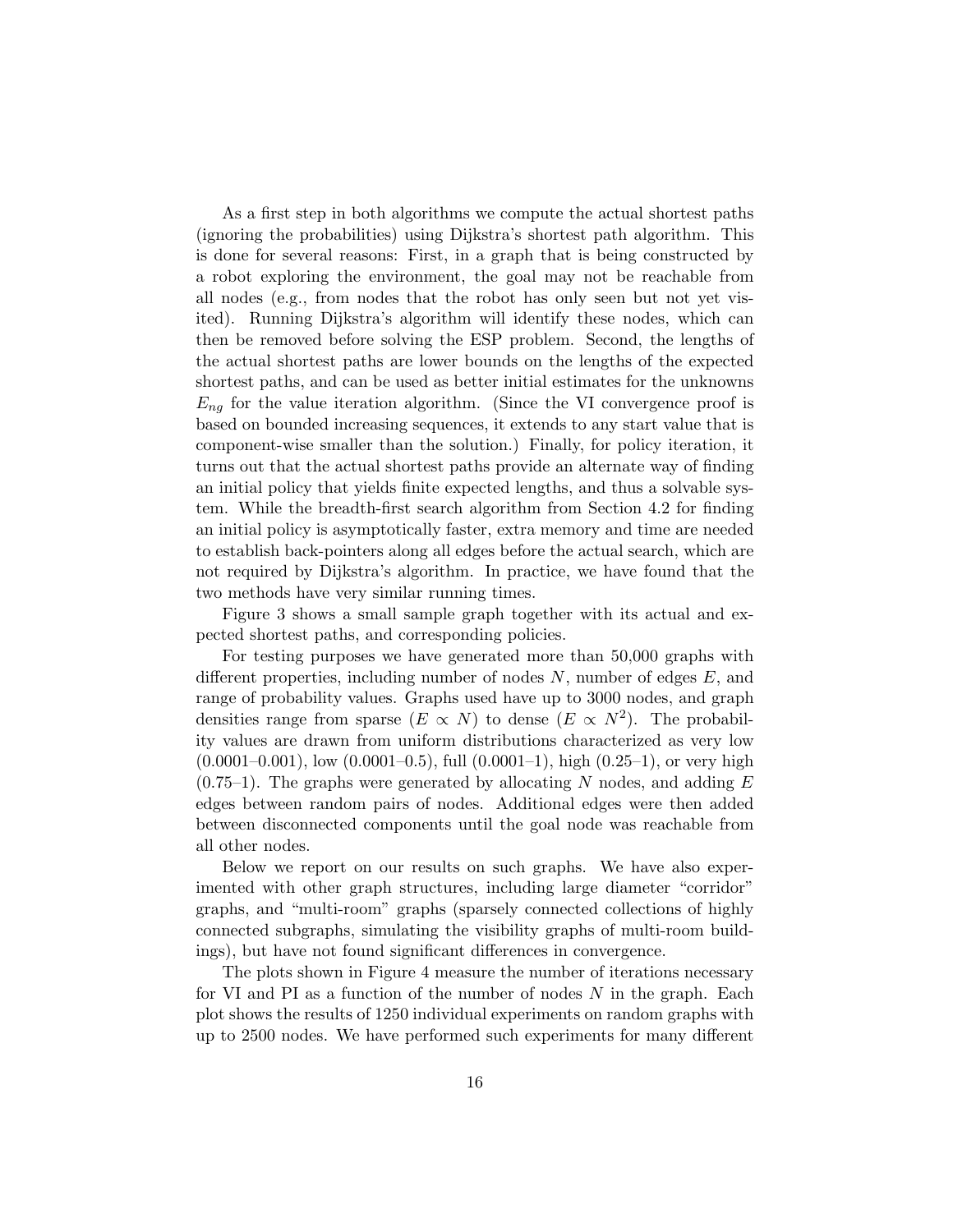As a first step in both algorithms we compute the actual shortest paths (ignoring the probabilities) using Dijkstra's shortest path algorithm. This is done for several reasons: First, in a graph that is being constructed by a robot exploring the environment, the goal may not be reachable from all nodes (e.g., from nodes that the robot has only seen but not yet visited). Running Dijkstra's algorithm will identify these nodes, which can then be removed before solving the ESP problem. Second, the lengths of the actual shortest paths are lower bounds on the lengths of the expected shortest paths, and can be used as better initial estimates for the unknowns $E_{ng}$ for the value iteration algorithm. (Since the VI convergence proof is based on bounded increasing sequences, it extends to any start value that is component-wise smaller than the solution.) Finally, for policy iteration, it turns out that the actual shortest paths provide an alternate way of finding an initial policy that yields finite expected lengths, and thus a solvable system. While the breadth-first search algorithm from Section 4.2 for finding an initial policy is asymptotically faster, extra memory and time are needed to establish back-pointers along all edges before the actual search, which are not required by Dijkstra's algorithm. In practice, we have found that the two methods have very similar running times.

Figure 3 shows a small sample graph together with its actual and expected shortest paths, and corresponding policies.

For testing purposes we have generated more than 50,000 graphs with different properties, including number of nodes $N$, number of edges $E$, and range of probability values. Graphs used have up to 3000 nodes, and graph densities range from sparse ($E \propto N$) to dense ($E \propto N^2$). The probability values are drawn from uniform distributions characterized as very low (0.0001–0.001), low (0.0001–0.5), full (0.0001–1), high (0.25–1), or very high (0.75–1). The graphs were generated by allocating $N$ nodes, and adding $E$ edges between random pairs of nodes. Additional edges were then added between disconnected components until the goal node was reachable from all other nodes.

Below we report on our results on such graphs. We have also experimented with other graph structures, including large diameter "corridor" graphs, and "multi-room" graphs (sparsely connected collections of highly connected subgraphs, simulating the visibility graphs of multi-room buildings), but have not found significant differences in convergence.

The plots shown in Figure 4 measure the number of iterations necessary for VI and PI as a function of the number of nodes $N$ in the graph. Each plot shows the results of 1250 individual experiments on random graphs with up to 2500 nodes. We have performed such experiments for many different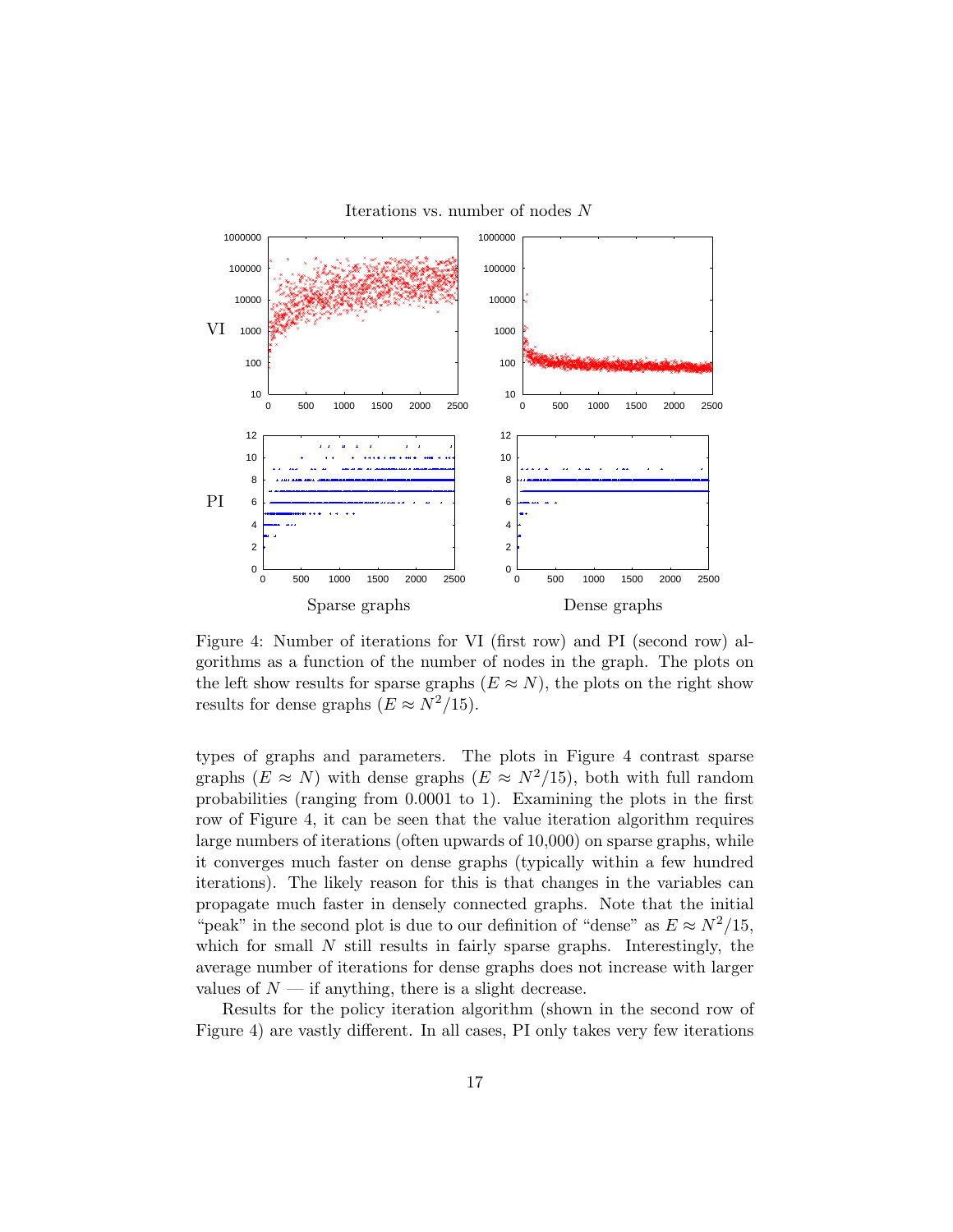Iterations vs. number of nodes $N$

VI

1000000
100000
10000
1000
100
10
0 500 1000 1500 2000 2500

1000000
100000
10000
1000
100
10
0 500 1000 1500 2000 2500

PI

12
10
8
6
4
2
0
0 500 1000 1500 2000 2500

12
10
8
6
4
2
0
0 500 1000 1500 2000 2500

Sparse graphs

Dense graphs

Figure 4: Number of iterations for VI (first row) and PI (second row) algorithms as a function of the number of nodes in the graph. The plots on the left show results for sparse graphs ($E \approx N$), the plots on the right show results for dense graphs ($E \approx N^2/15$).

types of graphs and parameters. The plots in Figure 4 contrast sparse graphs ($E \approx N$) with dense graphs ($E \approx N^2/15$), both with full random probabilities (ranging from 0.0001 to 1). Examining the plots in the first row of Figure 4, it can be seen that the value iteration algorithm requires large numbers of iterations (often upwards of 10,000) on sparse graphs, while it converges much faster on dense graphs (typically within a few hundred iterations). The likely reason for this is that changes in the variables can propagate much faster in densely connected graphs. Note that the initial "peak" in the second plot is due to our definition of "dense" as $E \approx N^2/15$, which for small $N$ still results in fairly sparse graphs. Interestingly, the average number of iterations for dense graphs does not increase with larger values of $N$ — if anything, there is a slight decrease.

Results for the policy iteration algorithm (shown in the second row of Figure 4) are vastly different. In all cases, PI only takes very few iterations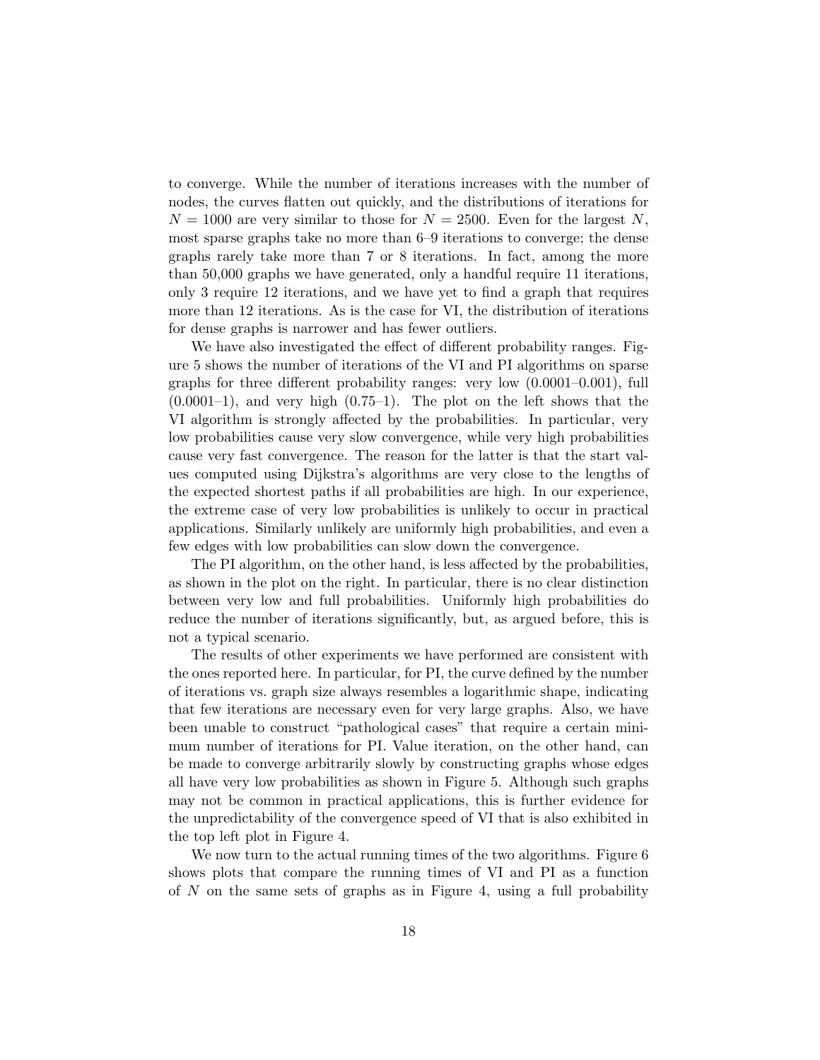to converge. While the number of iterations increases with the number of nodes, the curves flatten out quickly, and the distributions of iterations for $N = 1000$ are very similar to those for $N = 2500$. Even for the largest $N$, most sparse graphs take no more than 6–9 iterations to converge; the dense graphs rarely take more than 7 or 8 iterations. In fact, among the more than 50,000 graphs we have generated, only a handful require 11 iterations, only 3 require 12 iterations, and we have yet to find a graph that requires more than 12 iterations. As is the case for VI, the distribution of iterations for dense graphs is narrower and has fewer outliers.

We have also investigated the effect of different probability ranges. Figure 5 shows the number of iterations of the VI and PI algorithms on sparse graphs for three different probability ranges: very low (0.0001–0.001), full (0.0001–1), and very high (0.75–1). The plot on the left shows that the VI algorithm is strongly affected by the probabilities. In particular, very low probabilities cause very slow convergence, while very high probabilities cause very fast convergence. The reason for the latter is that the start values computed using Dijkstra's algorithms are very close to the lengths of the expected shortest paths if all probabilities are high. In our experience, the extreme case of very low probabilities is unlikely to occur in practical applications. Similarly unlikely are uniformly high probabilities, and even a few edges with low probabilities can slow down the convergence.

The PI algorithm, on the other hand, is less affected by the probabilities, as shown in the plot on the right. In particular, there is no clear distinction between very low and full probabilities. Uniformly high probabilities do reduce the number of iterations significantly, but, as argued before, this is not a typical scenario.

The results of other experiments we have performed are consistent with the ones reported here. In particular, for PI, the curve defined by the number of iterations vs. graph size always resembles a logarithmic shape, indicating that few iterations are necessary even for very large graphs. Also, we have been unable to construct "pathological cases" that require a certain minimum number of iterations for PI. Value iteration, on the other hand, can be made to converge arbitrarily slowly by constructing graphs whose edges all have very low probabilities as shown in Figure 5. Although such graphs may not be common in practical applications, this is further evidence for the unpredictability of the convergence speed of VI that is also exhibited in the top left plot in Figure 4.

We now turn to the actual running times of the two algorithms. Figure 6 shows plots that compare the running times of VI and PI as a function of $N$ on the same sets of graphs as in Figure 4, using a full probability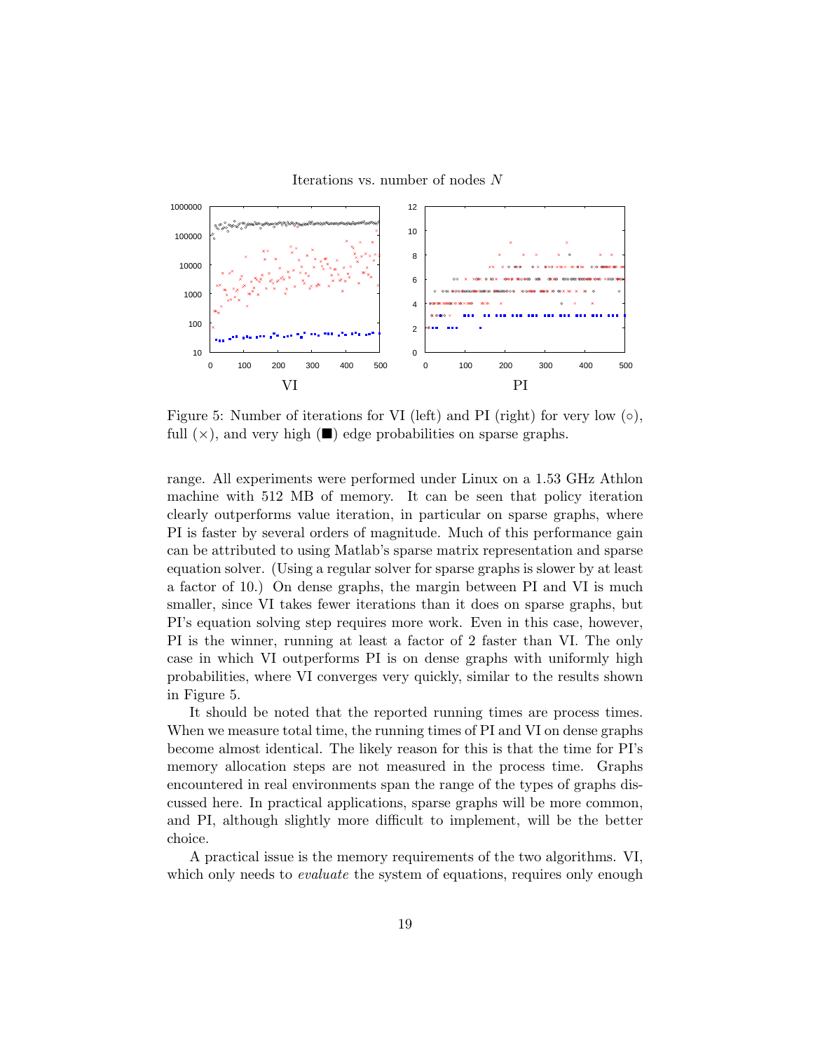Iterations vs. number of nodes $N$

1000000
100000
10000
1000
100
10
0 100 200 300 400 500
VI

12
10
8
6
4
2
0
0 100 200 300 400 500
PI

Figure 5: Number of iterations for VI (left) and PI (right) for very low (○), full (×), and very high (■) edge probabilities on sparse graphs.

range. All experiments were performed under Linux on a 1.53 GHz Athlon machine with 512 MB of memory. It can be seen that policy iteration clearly outperforms value iteration, in particular on sparse graphs, where PI is faster by several orders of magnitude. Much of this performance gain can be attributed to using Matlab's sparse matrix representation and sparse equation solver. (Using a regular solver for sparse graphs is slower by at least a factor of 10.) On dense graphs, the margin between PI and VI is much smaller, since VI takes fewer iterations than it does on sparse graphs, but PI's equation solving step requires more work. Even in this case, however, PI is the winner, running at least a factor of 2 faster than VI. The only case in which VI outperforms PI is on dense graphs with uniformly high probabilities, where VI converges very quickly, similar to the results shown in Figure 5.

It should be noted that the reported running times are process times. When we measure total time, the running times of PI and VI on dense graphs become almost identical. The likely reason for this is that the time for PI's memory allocation steps are not measured in the process time. Graphs encountered in real environments span the range of the types of graphs discussed here. In practical applications, sparse graphs will be more common, and PI, although slightly more difficult to implement, will be the better choice.

A practical issue is the memory requirements of the two algorithms. VI, which only needs to *evaluate* the system of equations, requires only enough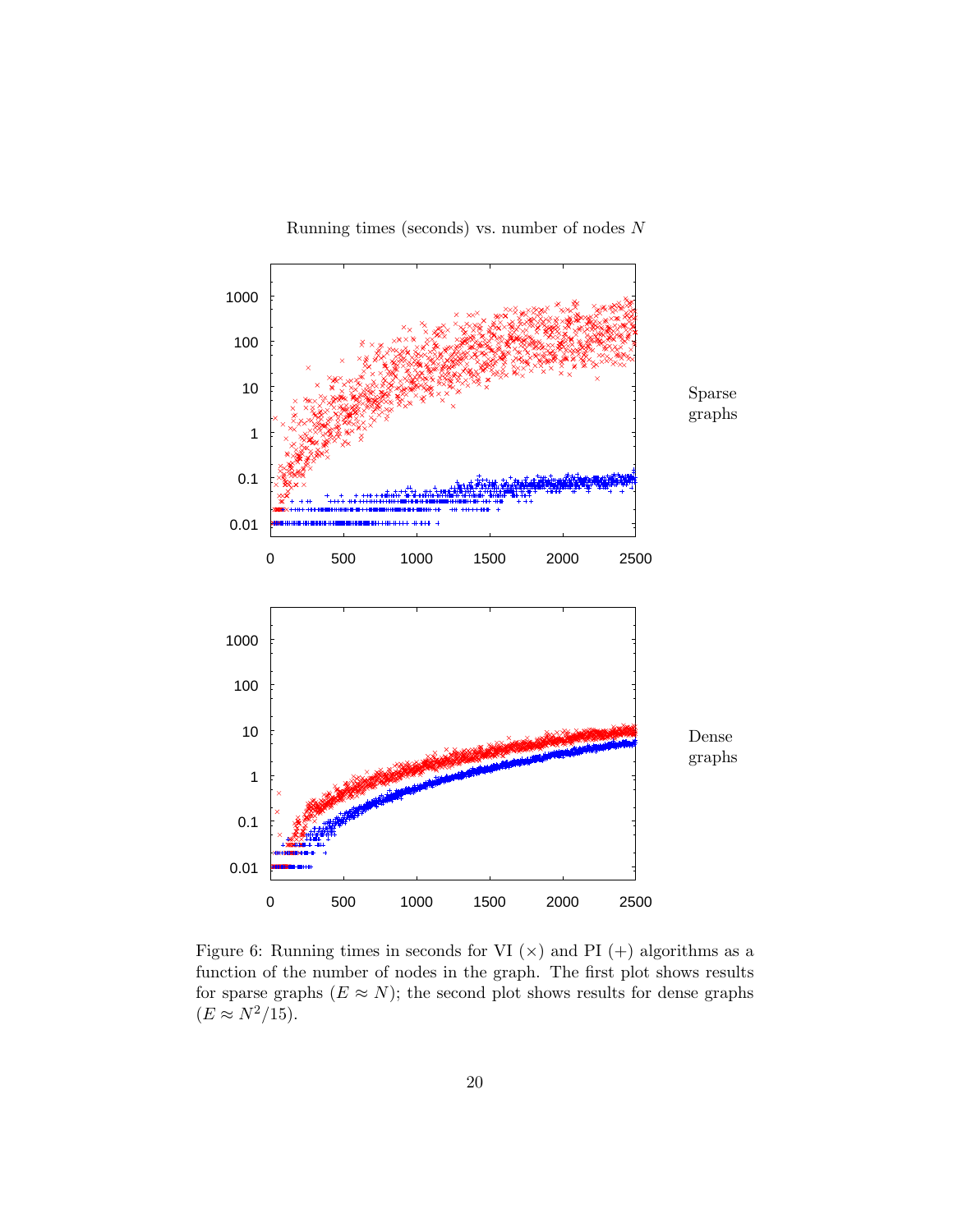Running times (seconds) vs. number of nodes $N$

1000
100
10
1
0.1
0.01

0 500 1000 1500 2000 2500

Sparse graphs

1000
100
10
1
0.1
0.01

0 500 1000 1500 2000 2500

Dense graphs

Figure 6: Running times in seconds for VI ($\times$) and PI ($+$) algorithms as a function of the number of nodes in the graph. The first plot shows results for sparse graphs ($E \approx N$); the second plot shows results for dense graphs ($E \approx N^2/15$).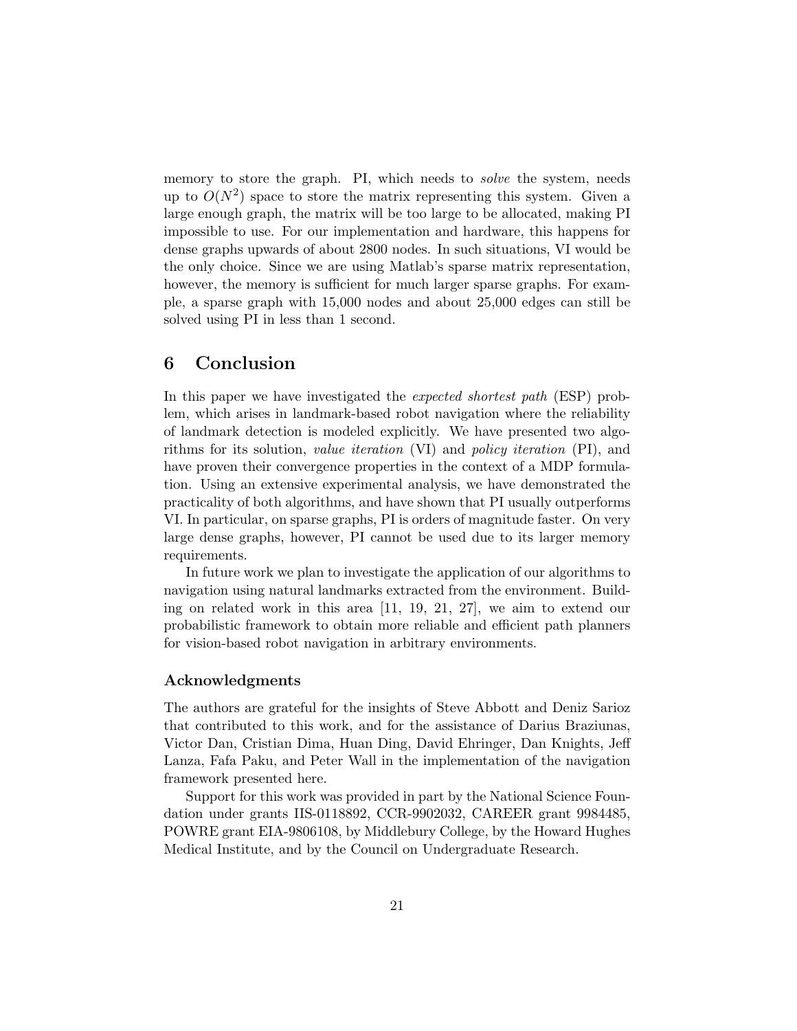memory to store the graph. PI, which needs to *solve* the system, needs up to $O(N^2)$ space to store the matrix representing this system. Given a large enough graph, the matrix will be too large to be allocated, making PI impossible to use. For our implementation and hardware, this happens for dense graphs upwards of about 2800 nodes. In such situations, VI would be the only choice. Since we are using Matlab's sparse matrix representation, however, the memory is sufficient for much larger sparse graphs. For example, a sparse graph with 15,000 nodes and about 25,000 edges can still be solved using PI in less than 1 second.

## 6 Conclusion

In this paper we have investigated the *expected shortest path* (ESP) problem, which arises in landmark-based robot navigation where the reliability of landmark detection is modeled explicitly. We have presented two algorithms for its solution, *value iteration* (VI) and *policy iteration* (PI), and have proven their convergence properties in the context of a MDP formulation. Using an extensive experimental analysis, we have demonstrated the practicality of both algorithms, and have shown that PI usually outperforms VI. In particular, on sparse graphs, PI is orders of magnitude faster. On very large dense graphs, however, PI cannot be used due to its larger memory requirements.

In future work we plan to investigate the application of our algorithms to navigation using natural landmarks extracted from the environment. Building on related work in this area [11, 19, 21, 27], we aim to extend our probabilistic framework to obtain more reliable and efficient path planners for vision-based robot navigation in arbitrary environments.

### Acknowledgments

The authors are grateful for the insights of Steve Abbott and Deniz Sarioz that contributed to this work, and for the assistance of Darius Braziunas, Victor Dan, Cristian Dima, Huan Ding, David Ehringer, Dan Knights, Jeff Lanza, Fafa Paku, and Peter Wall in the implementation of the navigation framework presented here.

Support for this work was provided in part by the National Science Foundation under grants IIS-0118892, CCR-9902032, CAREER grant 9984485, POWRE grant EIA-9806108, by Middlebury College, by the Howard Hughes Medical Institute, and by the Council on Undergraduate Research.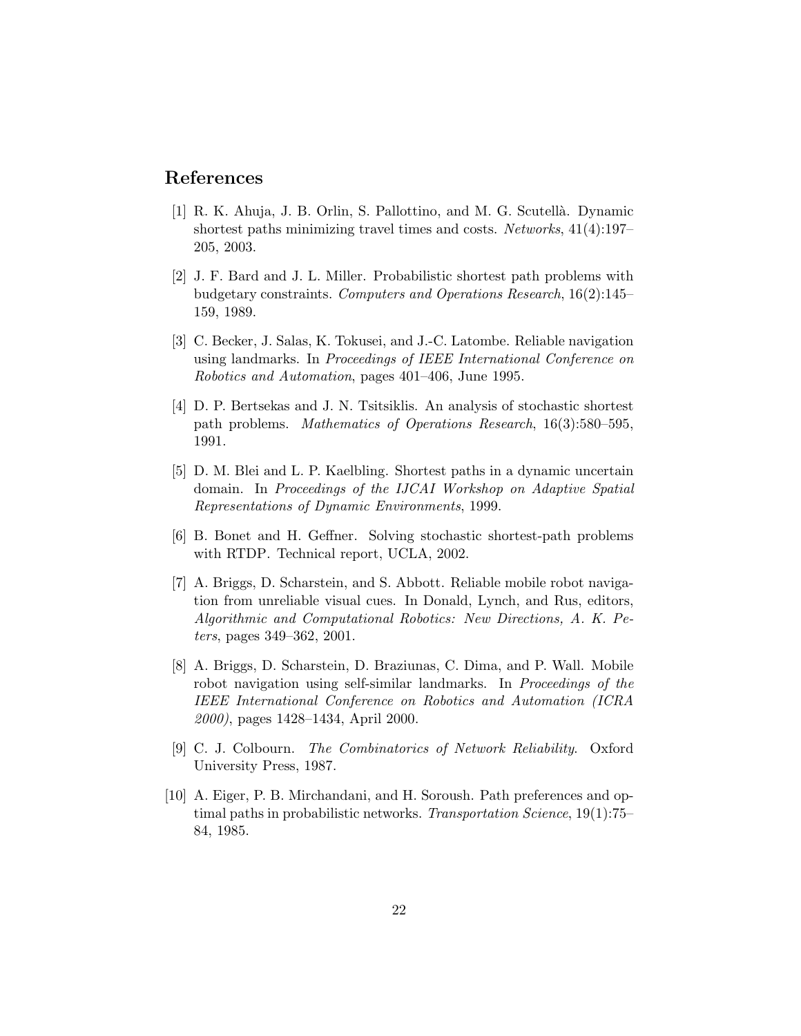## References

[1] R. K. Ahuja, J. B. Orlin, S. Pallottino, and M. G. Scutellà. Dynamic shortest paths minimizing travel times and costs. *Networks*, 41(4):197–205, 2003.

[2] J. F. Bard and J. L. Miller. Probabilistic shortest path problems with budgetary constraints. *Computers and Operations Research*, 16(2):145–159, 1989.

[3] C. Becker, J. Salas, K. Tokusei, and J.-C. Latombe. Reliable navigation using landmarks. In *Proceedings of IEEE International Conference on Robotics and Automation*, pages 401–406, June 1995.

[4] D. P. Bertsekas and J. N. Tsitsiklis. An analysis of stochastic shortest path problems. *Mathematics of Operations Research*, 16(3):580–595, 1991.

[5] D. M. Blei and L. P. Kaelbling. Shortest paths in a dynamic uncertain domain. In *Proceedings of the IJCAI Workshop on Adaptive Spatial Representations of Dynamic Environments*, 1999.

[6] B. Bonet and H. Geffner. Solving stochastic shortest-path problems with RTDP. Technical report, UCLA, 2002.

[7] A. Briggs, D. Scharstein, and S. Abbott. Reliable mobile robot navigation from unreliable visual cues. In Donald, Lynch, and Rus, editors, *Algorithmic and Computational Robotics: New Directions, A. K. Peters*, pages 349–362, 2001.

[8] A. Briggs, D. Scharstein, D. Braziunas, C. Dima, and P. Wall. Mobile robot navigation using self-similar landmarks. In *Proceedings of the IEEE International Conference on Robotics and Automation (ICRA 2000)*, pages 1428–1434, April 2000.

[9] C. J. Colbourn. *The Combinatorics of Network Reliability*. Oxford University Press, 1987.

[10] A. Eiger, P. B. Mirchandani, and H. Soroush. Path preferences and optimal paths in probabilistic networks. *Transportation Science*, 19(1):75–84, 1985.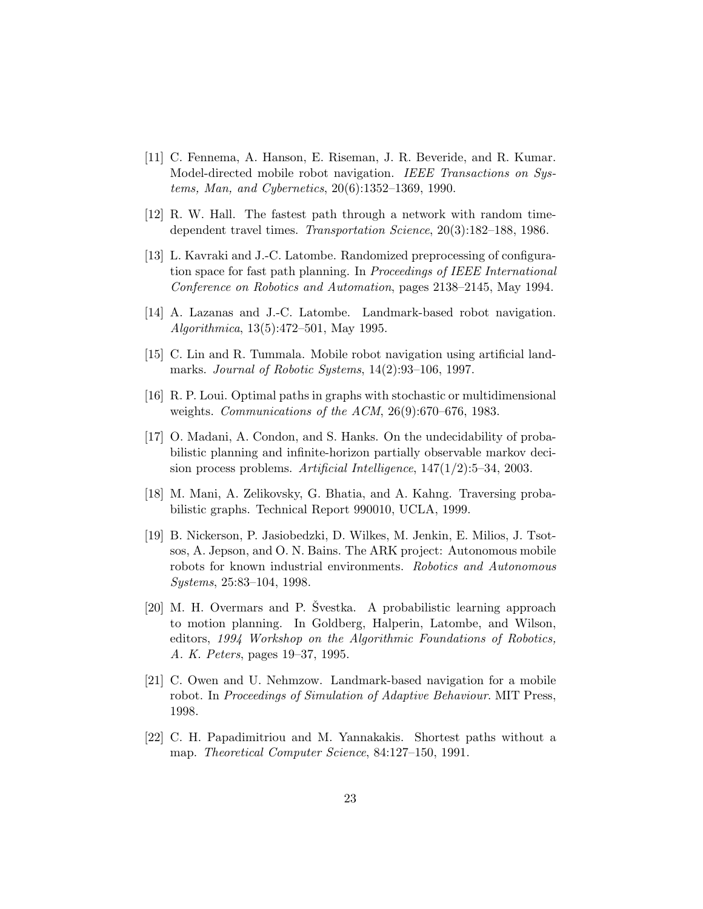[11] C. Fennema, A. Hanson, E. Riseman, J. R. Beveride, and R. Kumar. Model-directed mobile robot navigation. *IEEE Transactions on Systems, Man, and Cybernetics*, 20(6):1352–1369, 1990.

[12] R. W. Hall. The fastest path through a network with random time-dependent travel times. *Transportation Science*, 20(3):182–188, 1986.

[13] L. Kavraki and J.-C. Latombe. Randomized preprocessing of configuration space for fast path planning. In *Proceedings of IEEE International Conference on Robotics and Automation*, pages 2138–2145, May 1994.

[14] A. Lazanas and J.-C. Latombe. Landmark-based robot navigation. *Algorithmica*, 13(5):472–501, May 1995.

[15] C. Lin and R. Tummala. Mobile robot navigation using artificial landmarks. *Journal of Robotic Systems*, 14(2):93–106, 1997.

[16] R. P. Loui. Optimal paths in graphs with stochastic or multidimensional weights. *Communications of the ACM*, 26(9):670–676, 1983.

[17] O. Madani, A. Condon, and S. Hanks. On the undecidability of probabilistic planning and infinite-horizon partially observable markov decision process problems. *Artificial Intelligence*, 147(1/2):5–34, 2003.

[18] M. Mani, A. Zelikovsky, G. Bhatia, and A. Kahng. Traversing probabilistic graphs. Technical Report 990010, UCLA, 1999.

[19] B. Nickerson, P. Jasiobedzki, D. Wilkes, M. Jenkin, E. Milios, J. Tsotsos, A. Jepson, and O. N. Bains. The ARK project: Autonomous mobile robots for known industrial environments. *Robotics and Autonomous Systems*, 25:83–104, 1998.

[20] M. H. Overmars and P. Švestka. A probabilistic learning approach to motion planning. In Goldberg, Halperin, Latombe, and Wilson, editors, *1994 Workshop on the Algorithmic Foundations of Robotics, A. K. Peters*, pages 19–37, 1995.

[21] C. Owen and U. Nehmzow. Landmark-based navigation for a mobile robot. In *Proceedings of Simulation of Adaptive Behaviour*. MIT Press, 1998.

[22] C. H. Papadimitriou and M. Yannakakis. Shortest paths without a map. *Theoretical Computer Science*, 84:127–150, 1991.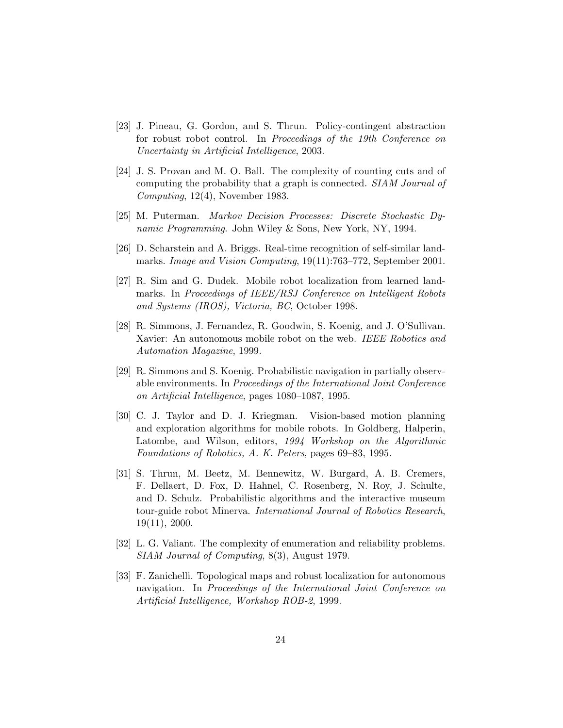[23] J. Pineau, G. Gordon, and S. Thrun. Policy-contingent abstraction for robust robot control. In *Proceedings of the 19th Conference on Uncertainty in Artificial Intelligence*, 2003.

[24] J. S. Provan and M. O. Ball. The complexity of counting cuts and of computing the probability that a graph is connected. *SIAM Journal of Computing*, 12(4), November 1983.

[25] M. Puterman. *Markov Decision Processes: Discrete Stochastic Dynamic Programming*. John Wiley & Sons, New York, NY, 1994.

[26] D. Scharstein and A. Briggs. Real-time recognition of self-similar landmarks. *Image and Vision Computing*, 19(11):763–772, September 2001.

[27] R. Sim and G. Dudek. Mobile robot localization from learned landmarks. In *Proceedings of IEEE/RSJ Conference on Intelligent Robots and Systems (IROS), Victoria, BC*, October 1998.

[28] R. Simmons, J. Fernandez, R. Goodwin, S. Koenig, and J. O'Sullivan. Xavier: An autonomous mobile robot on the web. *IEEE Robotics and Automation Magazine*, 1999.

[29] R. Simmons and S. Koenig. Probabilistic navigation in partially observable environments. In *Proceedings of the International Joint Conference on Artificial Intelligence*, pages 1080–1087, 1995.

[30] C. J. Taylor and D. J. Kriegman. Vision-based motion planning and exploration algorithms for mobile robots. In Goldberg, Halperin, Latombe, and Wilson, editors, *1994 Workshop on the Algorithmic Foundations of Robotics, A. K. Peters*, pages 69–83, 1995.

[31] S. Thrun, M. Beetz, M. Bennewitz, W. Burgard, A. B. Cremers, F. Dellaert, D. Fox, D. Hahnel, C. Rosenberg, N. Roy, J. Schulte, and D. Schulz. Probabilistic algorithms and the interactive museum tour-guide robot Minerva. *International Journal of Robotics Research*, 19(11), 2000.

[32] L. G. Valiant. The complexity of enumeration and reliability problems. *SIAM Journal of Computing*, 8(3), August 1979.

[33] F. Zanichelli. Topological maps and robust localization for autonomous navigation. In *Proceedings of the International Joint Conference on Artificial Intelligence, Workshop ROB-2*, 1999.